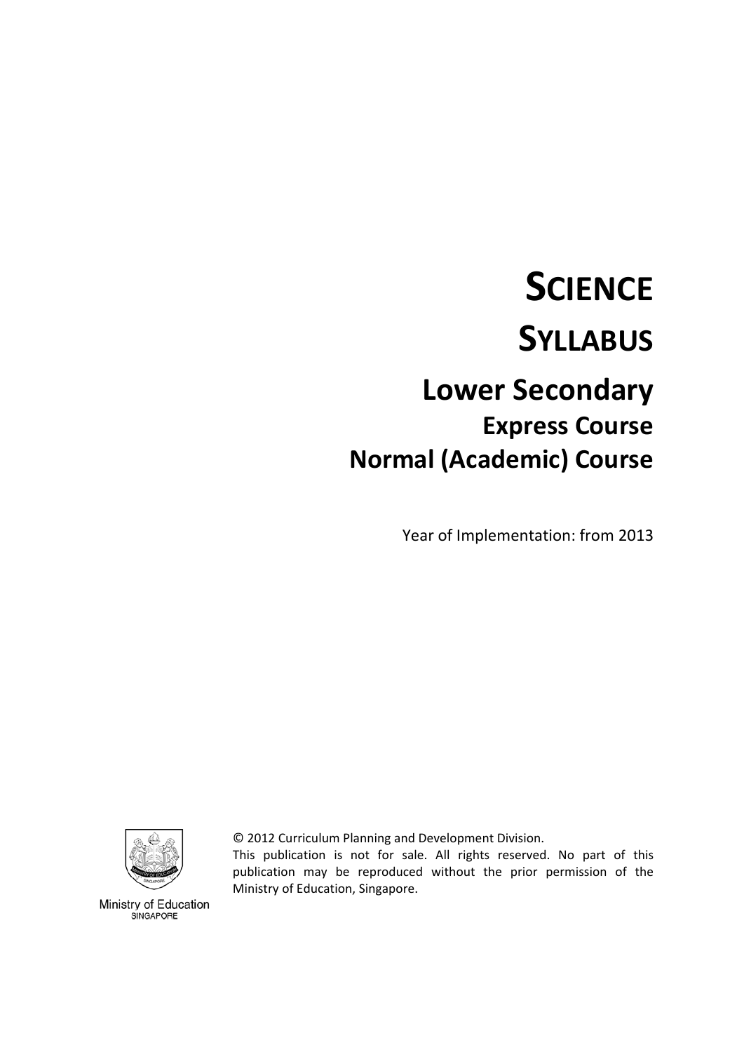# SCIENCE

# SYLLABUS

## Lower Secondary

### Express Course

### Normal (Academic) Course

Year of Implementation: from 2013

Ministry of Education
SINGAPORE

© 2012 Curriculum Planning and Development Division.
This publication is not for sale. All rights reserved. No part of this publication may be reproduced without the prior permission of the Ministry of Education, Singapore.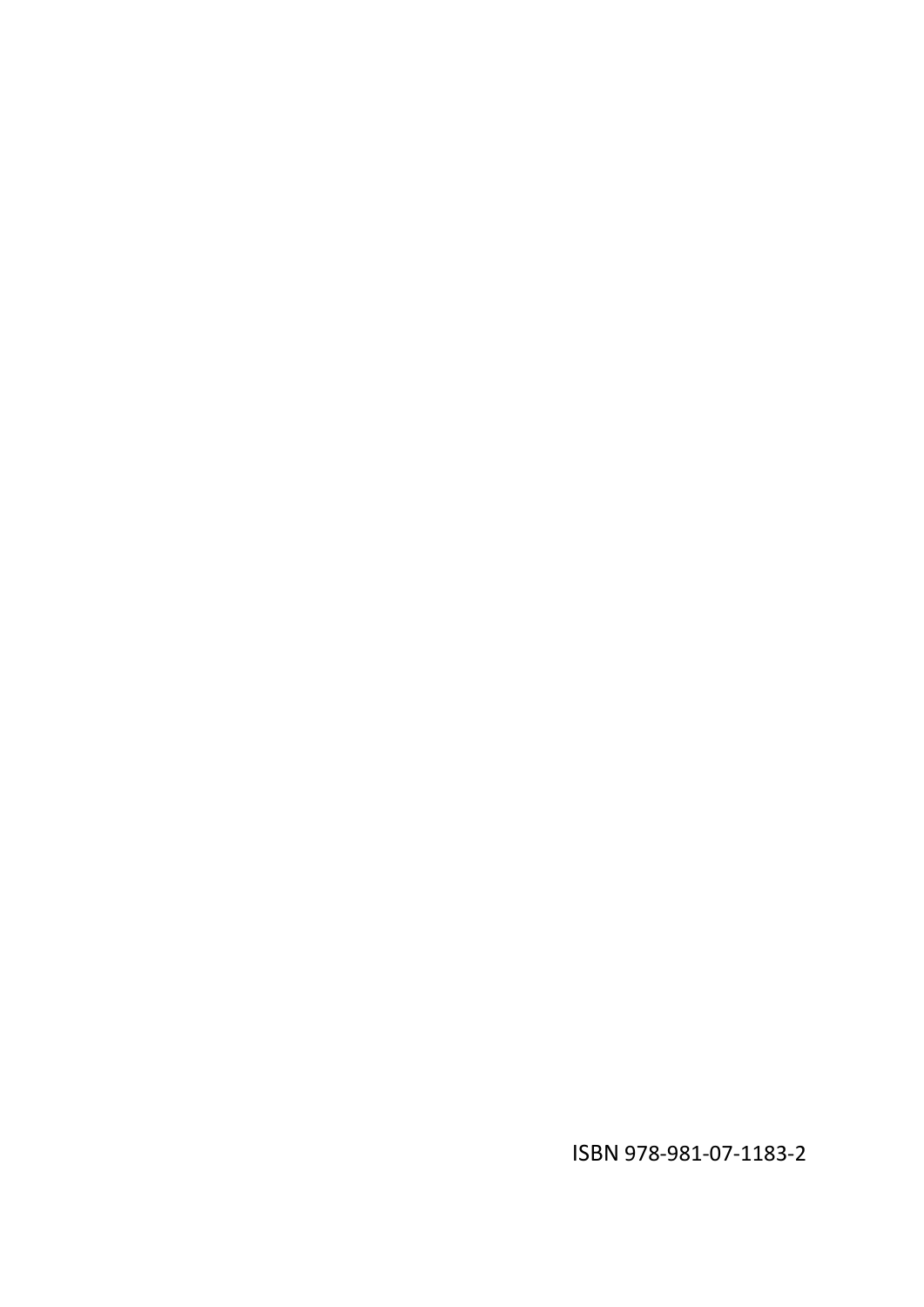ISBN 978-981-07-1183-2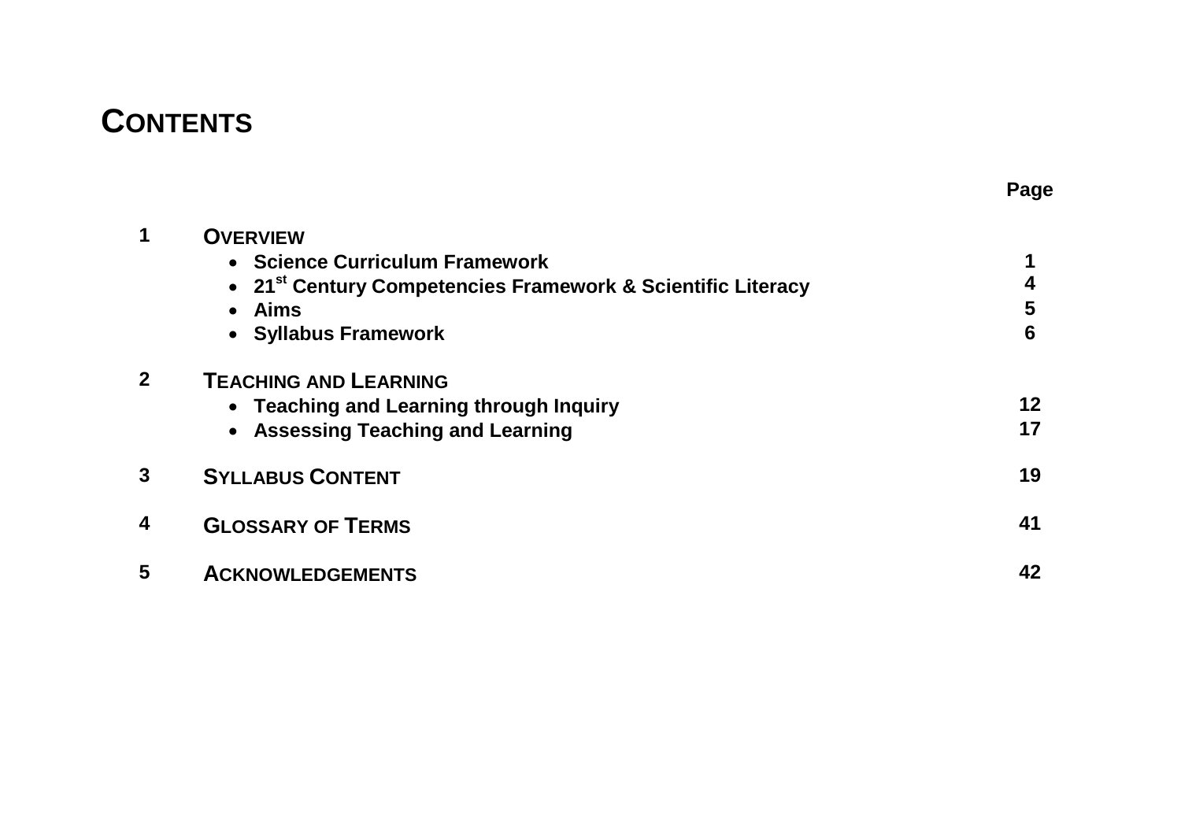# CONTENTS

| | | Page |
|---|---|---|
| **1** | **OVERVIEW** | |
| | • Science Curriculum Framework | 1 |
| | • 21st Century Competencies Framework & Scientific Literacy | 4 |
| | • Aims | 5 |
| | • Syllabus Framework | 6 |
| **2** | **TEACHING AND LEARNING** | |
| | • Teaching and Learning through Inquiry | 12 |
| | • Assessing Teaching and Learning | 17 |
| **3** | **SYLLABUS CONTENT** | 19 |
| **4** | **GLOSSARY OF TERMS** | 41 |
| **5** | **ACKNOWLEDGEMENTS** | 42 |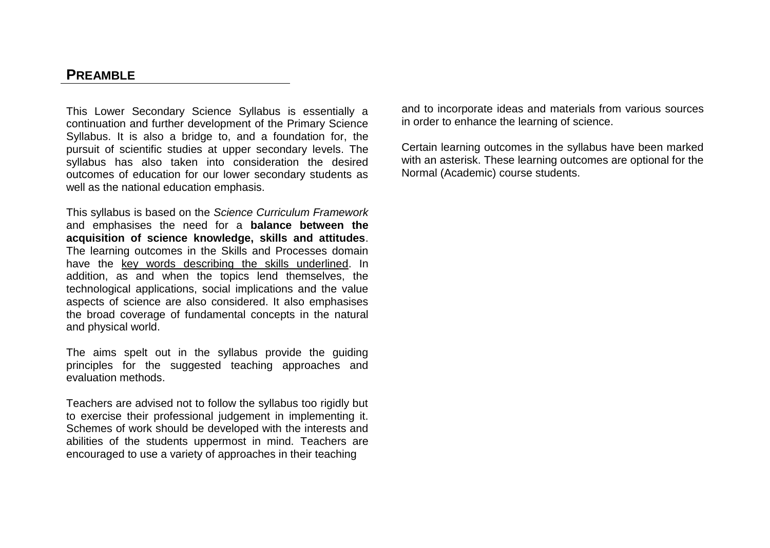## PREAMBLE

This Lower Secondary Science Syllabus is essentially a continuation and further development of the Primary Science Syllabus. It is also a bridge to, and a foundation for, the pursuit of scientific studies at upper secondary levels. The syllabus has also taken into consideration the desired outcomes of education for our lower secondary students as well as the national education emphasis.

This syllabus is based on the *Science Curriculum Framework* and emphasises the need for a **balance between the acquisition of science knowledge, skills and attitudes**. The learning outcomes in the Skills and Processes domain have the <u>key words describing the skills underlined</u>. In addition, as and when the topics lend themselves, the technological applications, social implications and the value aspects of science are also considered. It also emphasises the broad coverage of fundamental concepts in the natural and physical world.

The aims spelt out in the syllabus provide the guiding principles for the suggested teaching approaches and evaluation methods.

Teachers are advised not to follow the syllabus too rigidly but to exercise their professional judgement in implementing it. Schemes of work should be developed with the interests and abilities of the students uppermost in mind. Teachers are encouraged to use a variety of approaches in their teaching and to incorporate ideas and materials from various sources in order to enhance the learning of science.

Certain learning outcomes in the syllabus have been marked with an asterisk. These learning outcomes are optional for the Normal (Academic) course students.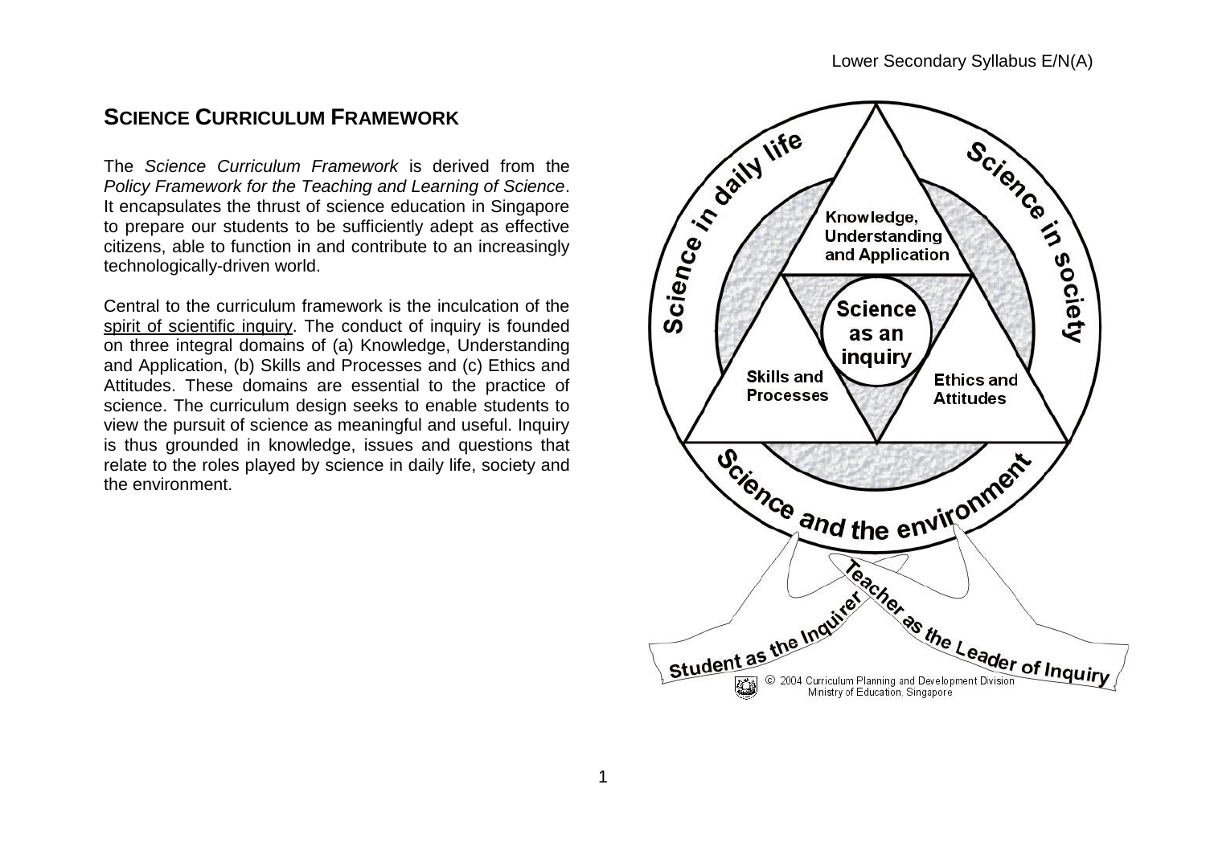## SCIENCE CURRICULUM FRAMEWORK

The *Science Curriculum Framework* is derived from the *Policy Framework for the Teaching and Learning of Science*. It encapsulates the thrust of science education in Singapore to prepare our students to be sufficiently adept as effective citizens, able to function in and contribute to an increasingly technologically-driven world.

Central to the curriculum framework is the inculcation of the spirit of scientific inquiry. The conduct of inquiry is founded on three integral domains of (a) Knowledge, Understanding and Application, (b) Skills and Processes and (c) Ethics and Attitudes. These domains are essential to the practice of science. The curriculum design seeks to enable students to view the pursuit of science as meaningful and useful. Inquiry is thus grounded in knowledge, issues and questions that relate to the roles played by science in daily life, society and the environment.

Science in daily life

Science in society

Knowledge, Understanding and Application

Science as an inquiry

Skills and Processes

Ethics and Attitudes

Science and the environment

Student as the Inquirer

Teacher as the Leader of Inquiry

© 2004 Curriculum Planning and Development Division Ministry of Education, Singapore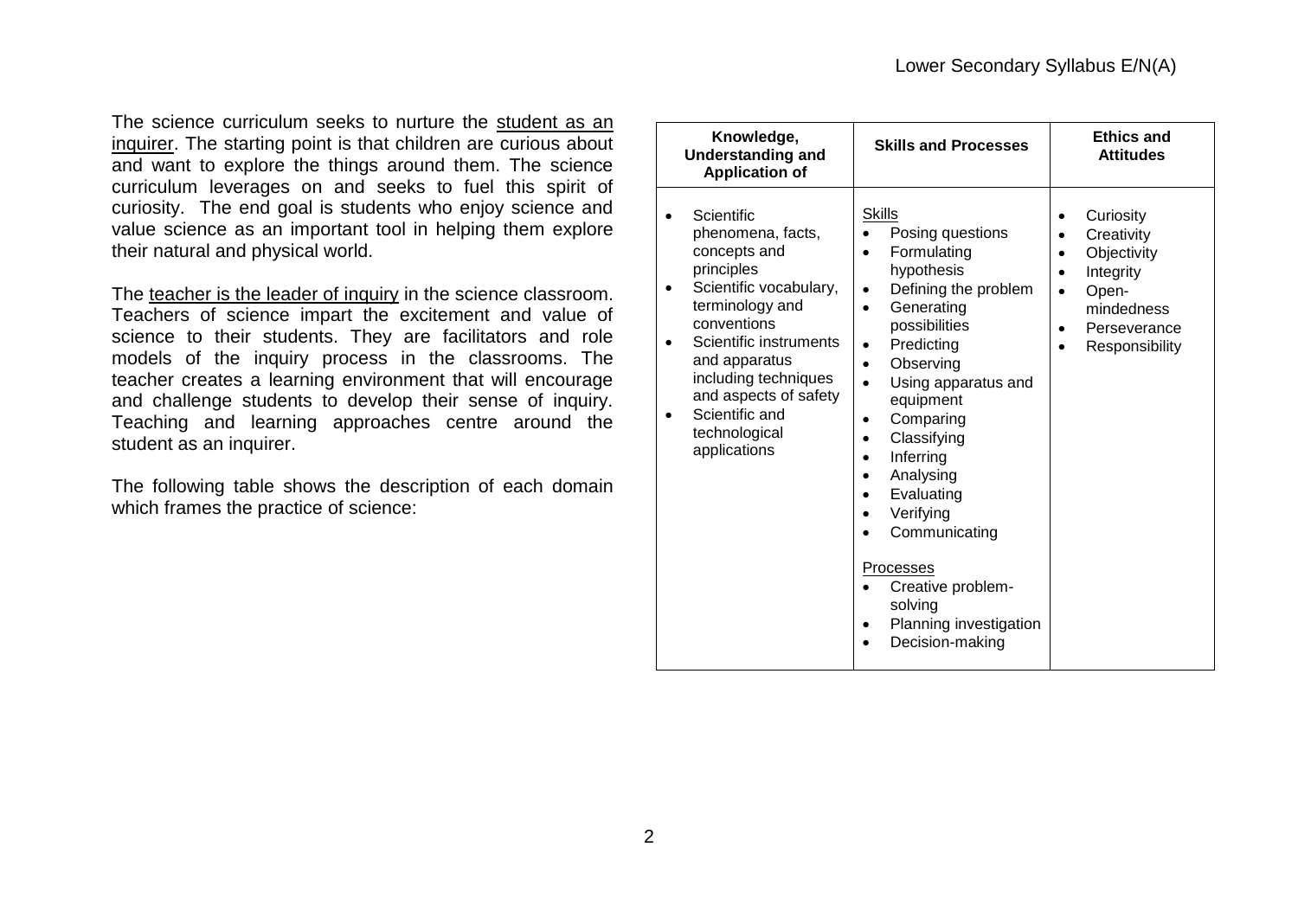The science curriculum seeks to nurture the <u>student as an inquirer</u>. The starting point is that children are curious about and want to explore the things around them. The science curriculum leverages on and seeks to fuel this spirit of curiosity. The end goal is students who enjoy science and value science as an important tool in helping them explore their natural and physical world.

The <u>teacher is the leader of inquiry</u> in the science classroom. Teachers of science impart the excitement and value of science to their students. They are facilitators and role models of the inquiry process in the classrooms. The teacher creates a learning environment that will encourage and challenge students to develop their sense of inquiry. Teaching and learning approaches centre around the student as an inquirer.

The following table shows the description of each domain which frames the practice of science:

| **Knowledge, Understanding and Application of** | **Skills and Processes** | **Ethics and Attitudes** |
|---|---|---|
| • Scientific phenomena, facts, concepts and principles<br>• Scientific vocabulary, terminology and conventions<br>• Scientific instruments and apparatus including techniques and aspects of safety<br>• Scientific and technological applications | <u>Skills</u><br>• Posing questions<br>• Formulating hypothesis<br>• Defining the problem<br>• Generating possibilities<br>• Predicting<br>• Observing<br>• Using apparatus and equipment<br>• Comparing<br>• Classifying<br>• Inferring<br>• Analysing<br>• Evaluating<br>• Verifying<br>• Communicating<br><br><u>Processes</u><br>• Creative problem-solving<br>• Planning investigation<br>• Decision-making | • Curiosity<br>• Creativity<br>• Objectivity<br>• Integrity<br>• Open-mindedness<br>• Perseverance<br>• Responsibility |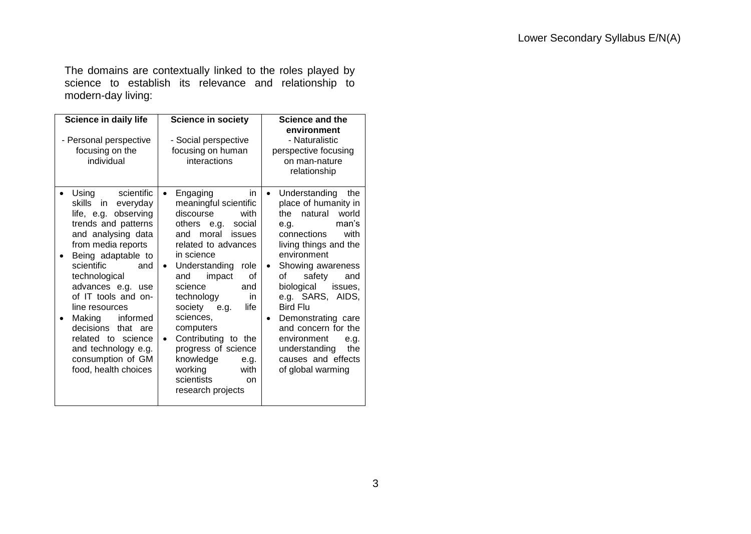The domains are contextually linked to the roles played by science to establish its relevance and relationship to modern-day living:

| **Science in daily life**<br><br>- Personal perspective focusing on the individual | **Science in society**<br><br>- Social perspective focusing on human interactions | **Science and the environment**<br>- Naturalistic perspective focusing on man-nature relationship |
|---|---|---|
| • Using scientific skills in everyday life, e.g. observing trends and patterns and analysing data from media reports<br>• Being adaptable to scientific and technological advances e.g. use of IT tools and on-line resources<br>• Making informed decisions that are related to science and technology e.g. consumption of GM food, health choices | • Engaging in meaningful scientific discourse with others e.g. social and moral issues related to advances in science<br>• Understanding role and impact of science and technology in society e.g. life sciences, computers<br>• Contributing to the progress of science knowledge e.g. working with scientists on research projects | • Understanding the place of humanity in the natural world e.g. man's connections with living things and the environment<br>• Showing awareness of safety and biological issues, e.g. SARS, AIDS, Bird Flu<br>• Demonstrating care and concern for the environment e.g. understanding the causes and effects of global warming |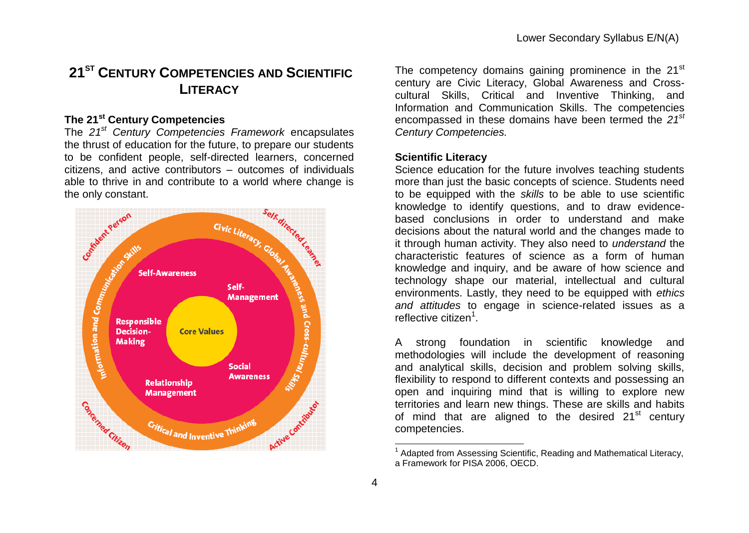# 21[ST] CENTURY COMPETENCIES AND SCIENTIFIC LITERACY

**The 21[st] Century Competencies**

The *21[st] Century Competencies Framework* encapsulates the thrust of education for the future, to prepare our students to be confident people, self-directed learners, concerned citizens, and active contributors – outcomes of individuals able to thrive in and contribute to a world where change is the only constant.

The competency domains gaining prominence in the 21[st] century are Civic Literacy, Global Awareness and Cross-cultural Skills, Critical and Inventive Thinking, and Information and Communication Skills. The competencies encompassed in these domains have been termed the *21[st] Century Competencies.*

**Scientific Literacy**

Science education for the future involves teaching students more than just the basic concepts of science. Students need to be equipped with the *skills* to be able to use scientific knowledge to identify questions, and to draw evidence-based conclusions in order to understand and make decisions about the natural world and the changes made to it through human activity. They also need to *understand* the characteristic features of science as a form of human knowledge and inquiry, and be aware of how science and technology shape our material, intellectual and cultural environments. Lastly, they need to be equipped with *ethics and attitudes* to engage in science-related issues as a reflective citizen[1].

A strong foundation in scientific knowledge and methodologies will include the development of reasoning and analytical skills, decision and problem solving skills, flexibility to respond to different contexts and possessing an open and inquiring mind that is willing to explore new territories and learn new things. These are skills and habits of mind that are aligned to the desired 21[st] century competencies.

[1] Adapted from Assessing Scientific, Reading and Mathematical Literacy, a Framework for PISA 2006, OECD.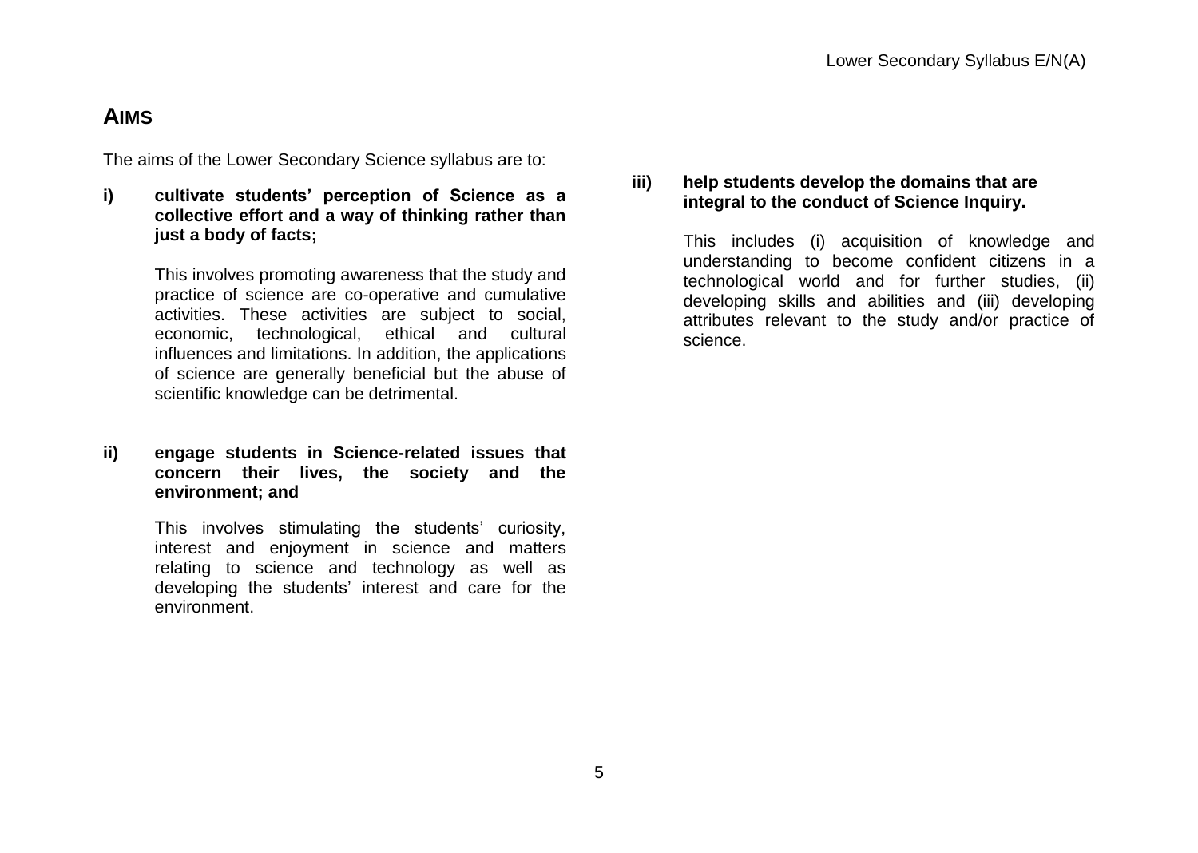## AIMS

The aims of the Lower Secondary Science syllabus are to:

**i) cultivate students' perception of Science as a collective effort and a way of thinking rather than just a body of facts;**

This involves promoting awareness that the study and practice of science are co-operative and cumulative activities. These activities are subject to social, economic, technological, ethical and cultural influences and limitations. In addition, the applications of science are generally beneficial but the abuse of scientific knowledge can be detrimental.

**ii) engage students in Science-related issues that concern their lives, the society and the environment; and**

This involves stimulating the students' curiosity, interest and enjoyment in science and matters relating to science and technology as well as developing the students' interest and care for the environment.

**iii) help students develop the domains that are integral to the conduct of Science Inquiry.**

This includes (i) acquisition of knowledge and understanding to become confident citizens in a technological world and for further studies, (ii) developing skills and abilities and (iii) developing attributes relevant to the study and/or practice of science.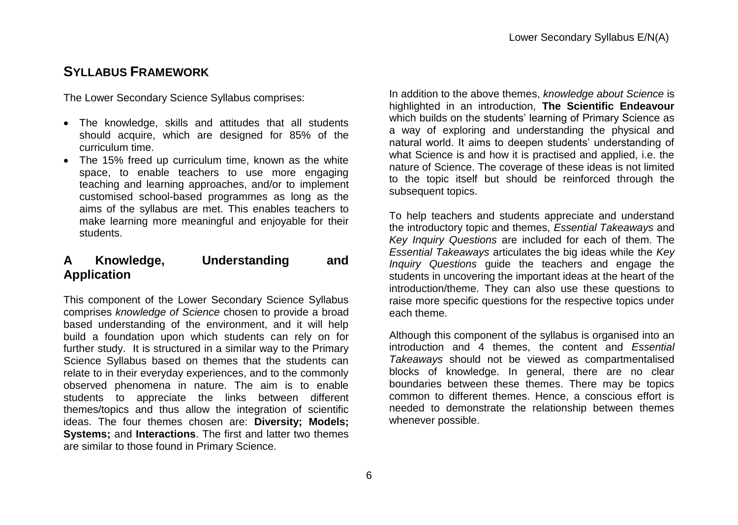## SYLLABUS FRAMEWORK

The Lower Secondary Science Syllabus comprises:

- The knowledge, skills and attitudes that all students should acquire, which are designed for 85% of the curriculum time.
- The 15% freed up curriculum time, known as the white space, to enable teachers to use more engaging teaching and learning approaches, and/or to implement customised school-based programmes as long as the aims of the syllabus are met. This enables teachers to make learning more meaningful and enjoyable for their students.

### A Knowledge, Understanding and Application

This component of the Lower Secondary Science Syllabus comprises *knowledge of Science* chosen to provide a broad based understanding of the environment, and it will help build a foundation upon which students can rely on for further study. It is structured in a similar way to the Primary Science Syllabus based on themes that the students can relate to in their everyday experiences, and to the commonly observed phenomena in nature. The aim is to enable students to appreciate the links between different themes/topics and thus allow the integration of scientific ideas. The four themes chosen are: **Diversity; Models; Systems;** and **Interactions**. The first and latter two themes are similar to those found in Primary Science.

In addition to the above themes, *knowledge about Science* is highlighted in an introduction, **The Scientific Endeavour** which builds on the students' learning of Primary Science as a way of exploring and understanding the physical and natural world. It aims to deepen students' understanding of what Science is and how it is practised and applied, i.e. the nature of Science. The coverage of these ideas is not limited to the topic itself but should be reinforced through the subsequent topics.

To help teachers and students appreciate and understand the introductory topic and themes, *Essential Takeaways* and *Key Inquiry Questions* are included for each of them. The *Essential Takeaways* articulates the big ideas while the *Key Inquiry Questions* guide the teachers and engage the students in uncovering the important ideas at the heart of the introduction/theme. They can also use these questions to raise more specific questions for the respective topics under each theme.

Although this component of the syllabus is organised into an introduction and 4 themes, the content and *Essential Takeaways* should not be viewed as compartmentalised blocks of knowledge. In general, there are no clear boundaries between these themes. There may be topics common to different themes. Hence, a conscious effort is needed to demonstrate the relationship between themes whenever possible.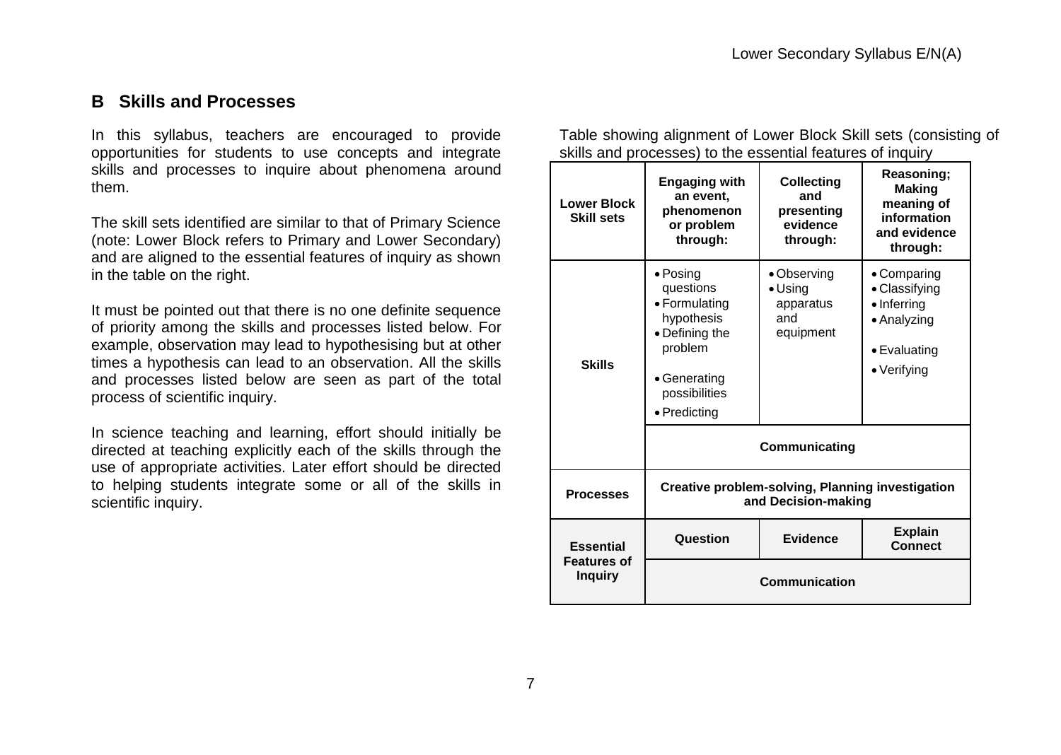## B Skills and Processes

In this syllabus, teachers are encouraged to provide opportunities for students to use concepts and integrate skills and processes to inquire about phenomena around them.

The skill sets identified are similar to that of Primary Science (note: Lower Block refers to Primary and Lower Secondary) and are aligned to the essential features of inquiry as shown in the table on the right.

It must be pointed out that there is no one definite sequence of priority among the skills and processes listed below. For example, observation may lead to hypothesising but at other times a hypothesis can lead to an observation. All the skills and processes listed below are seen as part of the total process of scientific inquiry.

In science teaching and learning, effort should initially be directed at teaching explicitly each of the skills through the use of appropriate activities. Later effort should be directed to helping students integrate some or all of the skills in scientific inquiry.

Table showing alignment of Lower Block Skill sets (consisting of skills and processes) to the essential features of inquiry

| **Lower Block Skill sets** | **Engaging with an event, phenomenon or problem through:** | **Collecting and presenting evidence through:** | **Reasoning; Making meaning of information and evidence through:** |
|---|---|---|---|
| **Skills** | • Posing questions<br>• Formulating hypothesis<br>• Defining the problem<br>• Generating possibilities<br>• Predicting | • Observing<br>• Using apparatus and equipment | • Comparing<br>• Classifying<br>• Inferring<br>• Analyzing<br>• Evaluating<br>• Verifying |
| | **Communicating** | | |
| **Processes** | **Creative problem-solving, Planning investigation and Decision-making** | | |
| **Essential Features of Inquiry** | **Question** | **Evidence** | **Explain Connect** |
| | **Communication** | | |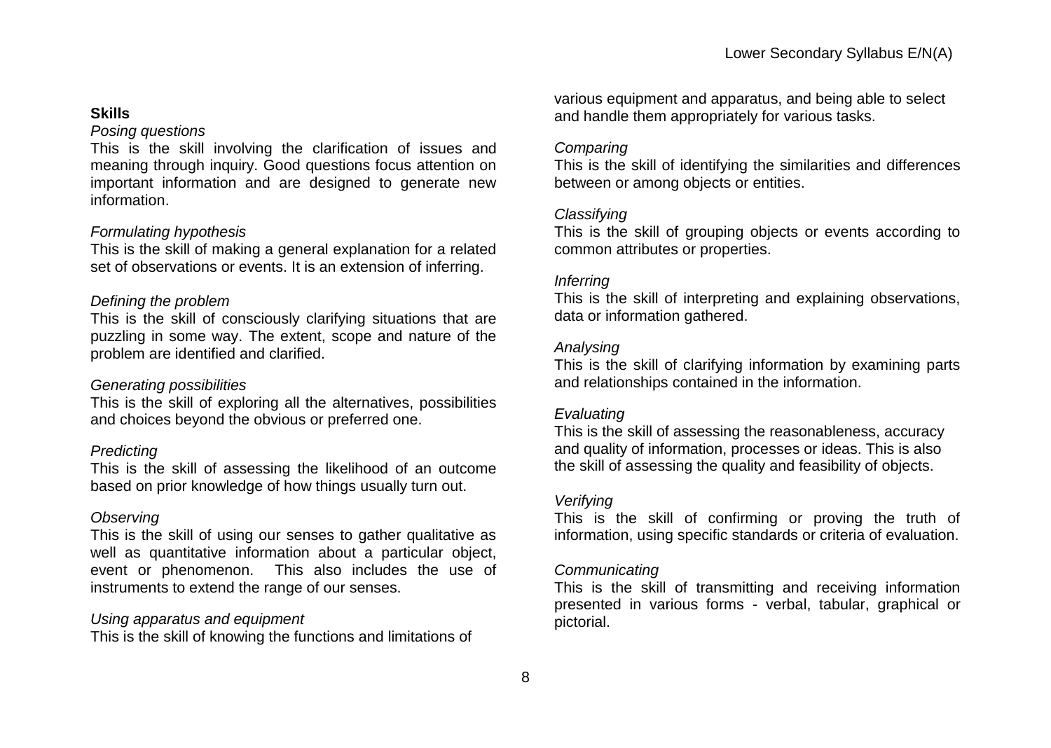**Skills**

*Posing questions*

This is the skill involving the clarification of issues and meaning through inquiry. Good questions focus attention on important information and are designed to generate new information.

*Formulating hypothesis*

This is the skill of making a general explanation for a related set of observations or events. It is an extension of inferring.

*Defining the problem*

This is the skill of consciously clarifying situations that are puzzling in some way. The extent, scope and nature of the problem are identified and clarified.

*Generating possibilities*

This is the skill of exploring all the alternatives, possibilities and choices beyond the obvious or preferred one.

*Predicting*

This is the skill of assessing the likelihood of an outcome based on prior knowledge of how things usually turn out.

*Observing*

This is the skill of using our senses to gather qualitative as well as quantitative information about a particular object, event or phenomenon. This also includes the use of instruments to extend the range of our senses.

*Using apparatus and equipment*

This is the skill of knowing the functions and limitations of various equipment and apparatus, and being able to select and handle them appropriately for various tasks.

*Comparing*

This is the skill of identifying the similarities and differences between or among objects or entities.

*Classifying*

This is the skill of grouping objects or events according to common attributes or properties.

*Inferring*

This is the skill of interpreting and explaining observations, data or information gathered.

*Analysing*

This is the skill of clarifying information by examining parts and relationships contained in the information.

*Evaluating*

This is the skill of assessing the reasonableness, accuracy and quality of information, processes or ideas. This is also the skill of assessing the quality and feasibility of objects.

*Verifying*

This is the skill of confirming or proving the truth of information, using specific standards or criteria of evaluation.

*Communicating*

This is the skill of transmitting and receiving information presented in various forms - verbal, tabular, graphical or pictorial.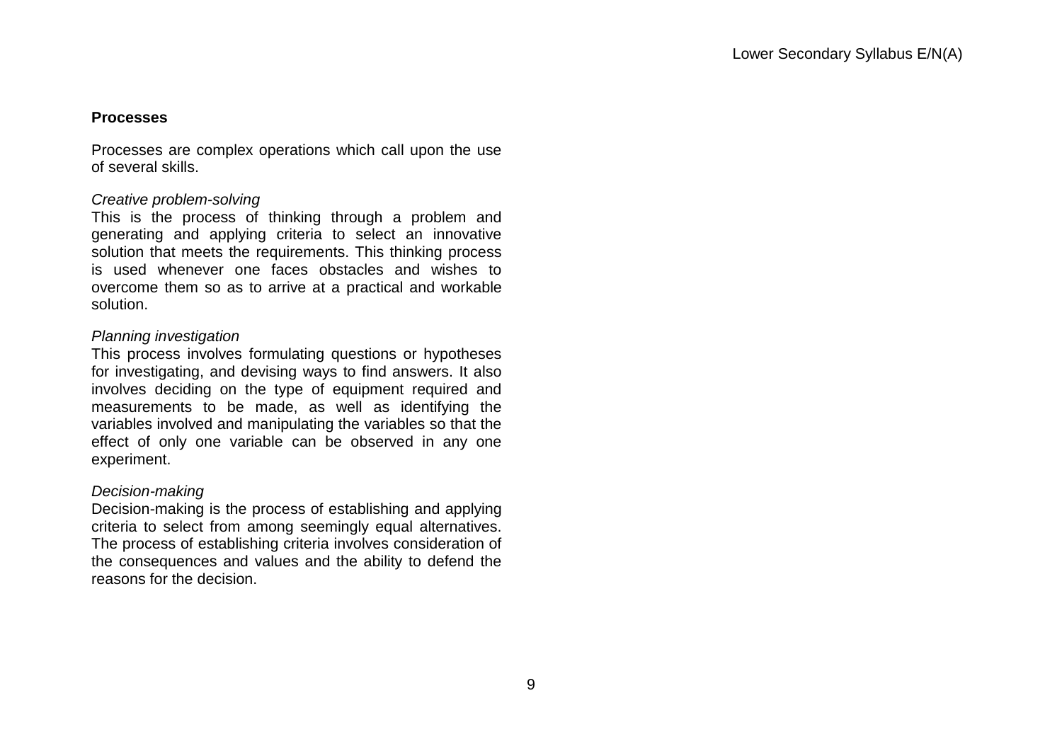**Processes**

Processes are complex operations which call upon the use of several skills.

*Creative problem-solving*
This is the process of thinking through a problem and generating and applying criteria to select an innovative solution that meets the requirements. This thinking process is used whenever one faces obstacles and wishes to overcome them so as to arrive at a practical and workable solution.

*Planning investigation*
This process involves formulating questions or hypotheses for investigating, and devising ways to find answers. It also involves deciding on the type of equipment required and measurements to be made, as well as identifying the variables involved and manipulating the variables so that the effect of only one variable can be observed in any one experiment.

*Decision-making*
Decision-making is the process of establishing and applying criteria to select from among seemingly equal alternatives. The process of establishing criteria involves consideration of the consequences and values and the ability to defend the reasons for the decision.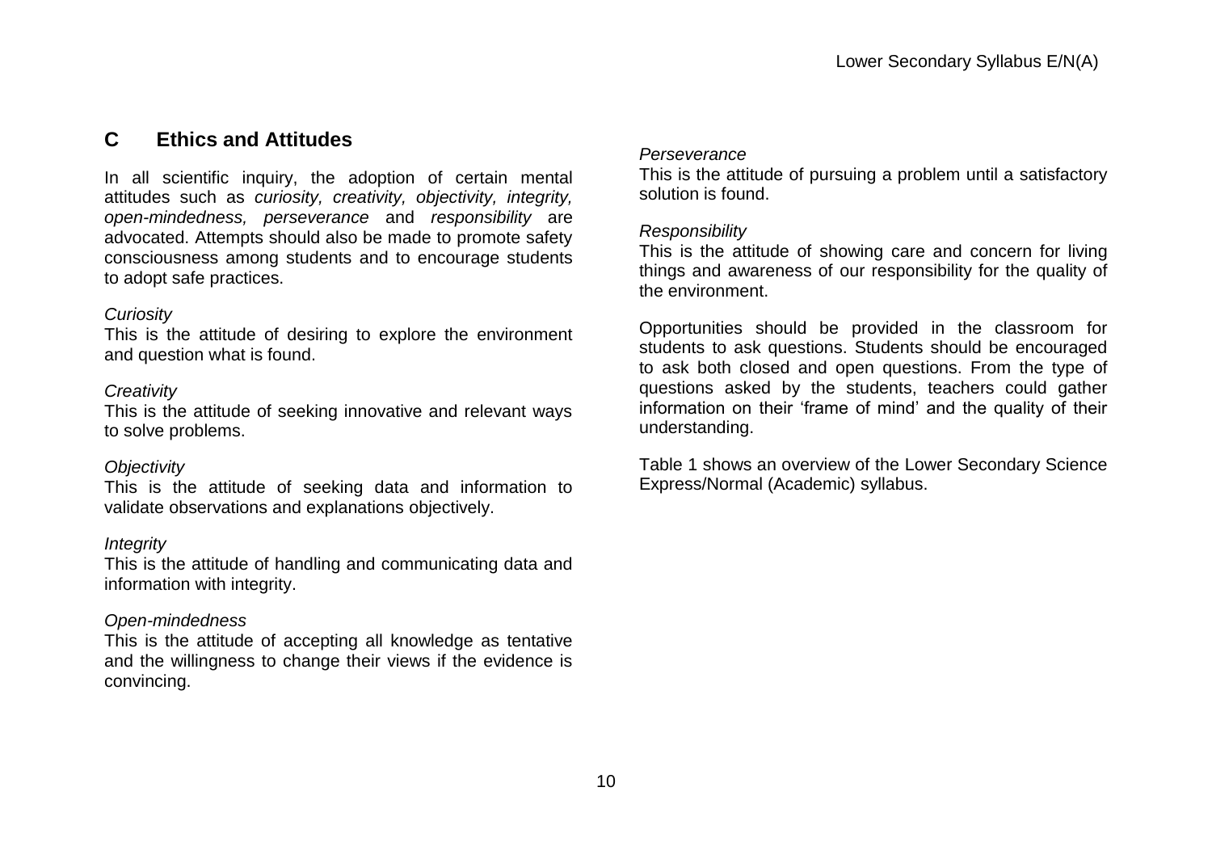## C Ethics and Attitudes

In all scientific inquiry, the adoption of certain mental attitudes such as *curiosity, creativity, objectivity, integrity, open-mindedness, perseverance* and *responsibility* are advocated. Attempts should also be made to promote safety consciousness among students and to encourage students to adopt safe practices.

*Curiosity*
This is the attitude of desiring to explore the environment and question what is found.

*Creativity*
This is the attitude of seeking innovative and relevant ways to solve problems.

*Objectivity*
This is the attitude of seeking data and information to validate observations and explanations objectively.

*Integrity*
This is the attitude of handling and communicating data and information with integrity.

*Open-mindedness*
This is the attitude of accepting all knowledge as tentative and the willingness to change their views if the evidence is convincing.

*Perseverance*
This is the attitude of pursuing a problem until a satisfactory solution is found.

*Responsibility*
This is the attitude of showing care and concern for living things and awareness of our responsibility for the quality of the environment.

Opportunities should be provided in the classroom for students to ask questions. Students should be encouraged to ask both closed and open questions. From the type of questions asked by the students, teachers could gather information on their 'frame of mind' and the quality of their understanding.

Table 1 shows an overview of the Lower Secondary Science Express/Normal (Academic) syllabus.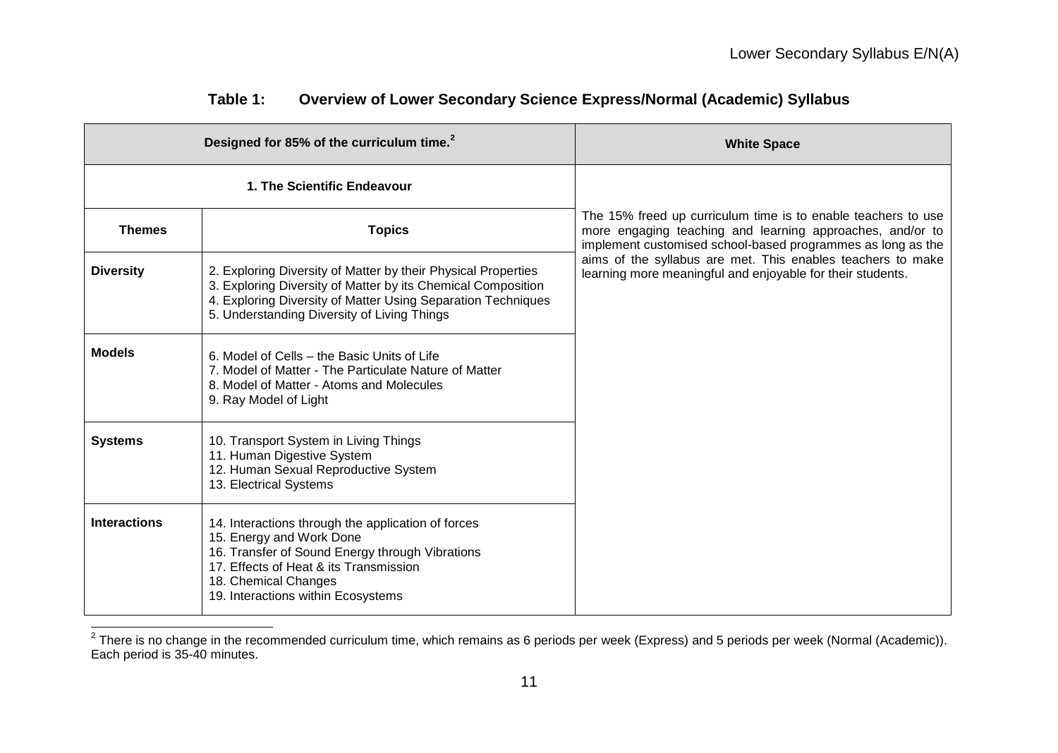**Table 1: Overview of Lower Secondary Science Express/Normal (Academic) Syllabus**

| Designed for 85% of the curriculum time.[2] | | White Space |
|---|---|---|
| 1. The Scientific Endeavour | | The 15% freed up curriculum time is to enable teachers to use more engaging teaching and learning approaches, and/or to implement customised school-based programmes as long as the aims of the syllabus are met. This enables teachers to make learning more meaningful and enjoyable for their students. |
| **Themes** | **Topics** | |
| **Diversity** | 2. Exploring Diversity of Matter by their Physical Properties<br>3. Exploring Diversity of Matter by its Chemical Composition<br>4. Exploring Diversity of Matter Using Separation Techniques<br>5. Understanding Diversity of Living Things | |
| **Models** | 6. Model of Cells – the Basic Units of Life<br>7. Model of Matter - The Particulate Nature of Matter<br>8. Model of Matter - Atoms and Molecules<br>9. Ray Model of Light | |
| **Systems** | 10. Transport System in Living Things<br>11. Human Digestive System<br>12. Human Sexual Reproductive System<br>13. Electrical Systems | |
| **Interactions** | 14. Interactions through the application of forces<br>15. Energy and Work Done<br>16. Transfer of Sound Energy through Vibrations<br>17. Effects of Heat & its Transmission<br>18. Chemical Changes<br>19. Interactions within Ecosystems | |

[2] There is no change in the recommended curriculum time, which remains as 6 periods per week (Express) and 5 periods per week (Normal (Academic)). Each period is 35-40 minutes.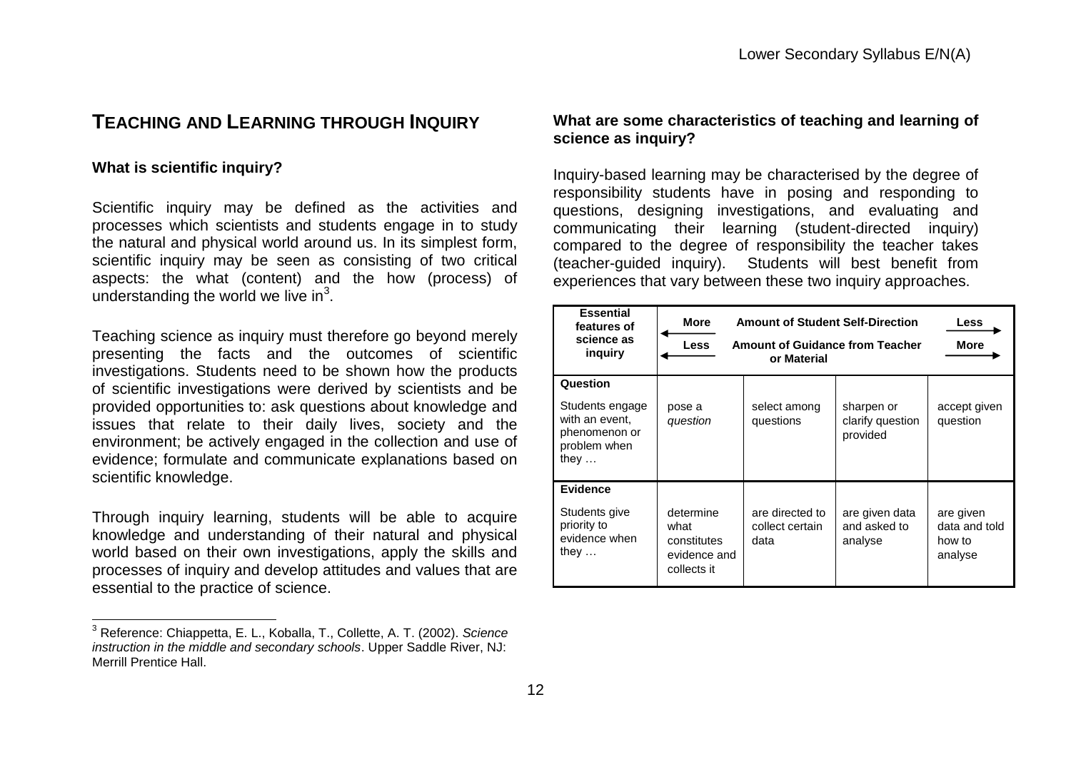## TEACHING AND LEARNING THROUGH INQUIRY

### What is scientific inquiry?

Scientific inquiry may be defined as the activities and processes which scientists and students engage in to study the natural and physical world around us. In its simplest form, scientific inquiry may be seen as consisting of two critical aspects: the what (content) and the how (process) of understanding the world we live in[3].

Teaching science as inquiry must therefore go beyond merely presenting the facts and the outcomes of scientific investigations. Students need to be shown how the products of scientific investigations were derived by scientists and be provided opportunities to: ask questions about knowledge and issues that relate to their daily lives, society and the environment; be actively engaged in the collection and use of evidence; formulate and communicate explanations based on scientific knowledge.

Through inquiry learning, students will be able to acquire knowledge and understanding of their natural and physical world based on their own investigations, apply the skills and processes of inquiry and develop attitudes and values that are essential to the practice of science.

[3] Reference: Chiappetta, E. L., Koballa, T., Collette, A. T. (2002). *Science instruction in the middle and secondary schools*. Upper Saddle River, NJ: Merrill Prentice Hall.

### What are some characteristics of teaching and learning of science as inquiry?

Inquiry-based learning may be characterised by the degree of responsibility students have in posing and responding to questions, designing investigations, and evaluating and communicating their learning (student-directed inquiry) compared to the degree of responsibility the teacher takes (teacher-guided inquiry). Students will best benefit from experiences that vary between these two inquiry approaches.

| **Essential features of science as inquiry** | **More** ← **Amount of Student Self-Direction** → **Less**<br>**Less** ← **Amount of Guidance from Teacher or Material** → **More** | | | |
|---|---|---|---|---|
| **Question**<br>Students engage with an event, phenomenon or problem when they … | pose a *question* | select among questions | sharpen or clarify question provided | accept given question |
| **Evidence**<br>Students give priority to evidence when they … | determine what constitutes evidence and collects it | are directed to collect certain data | are given data and asked to analyse | are given data and told how to analyse |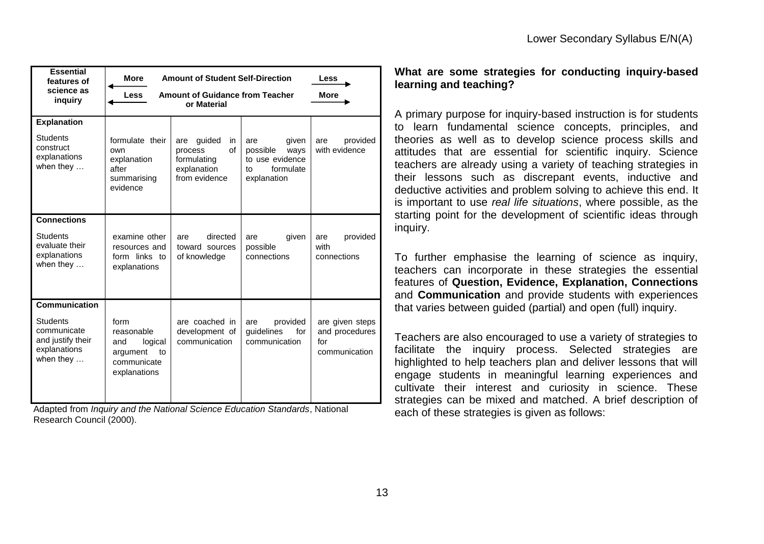| Essential features of science as inquiry | More ← Amount of Student Self-Direction → Less | | | |
| --- | --- | --- | --- | --- |
| | Less ← Amount of Guidance from Teacher or Material → More | | | |
| **Explanation**<br>Students construct explanations when they … | formulate their own explanation after summarising evidence | are guided in process of formulating explanation from evidence | are given possible ways to use evidence to formulate explanation | are provided with evidence |
| **Connections**<br>Students evaluate their explanations when they … | examine other resources and form links to explanations | are directed toward sources of knowledge | are given possible connections | are provided with connections |
| **Communication**<br>Students communicate and justify their explanations when they … | form reasonable and logical argument to communicate explanations | are coached in development of communication | are provided guidelines for communication | are given steps and procedures for communication |

Adapted from *Inquiry and the National Science Education Standards*, National Research Council (2000).

**What are some strategies for conducting inquiry-based learning and teaching?**

A primary purpose for inquiry-based instruction is for students to learn fundamental science concepts, principles, and theories as well as to develop science process skills and attitudes that are essential for scientific inquiry. Science teachers are already using a variety of teaching strategies in their lessons such as discrepant events, inductive and deductive activities and problem solving to achieve this end. It is important to use *real life situations*, where possible, as the starting point for the development of scientific ideas through inquiry.

To further emphasise the learning of science as inquiry, teachers can incorporate in these strategies the essential features of **Question, Evidence, Explanation, Connections** and **Communication** and provide students with experiences that varies between guided (partial) and open (full) inquiry.

Teachers are also encouraged to use a variety of strategies to facilitate the inquiry process. Selected strategies are highlighted to help teachers plan and deliver lessons that will engage students in meaningful learning experiences and cultivate their interest and curiosity in science. These strategies can be mixed and matched. A brief description of each of these strategies is given as follows: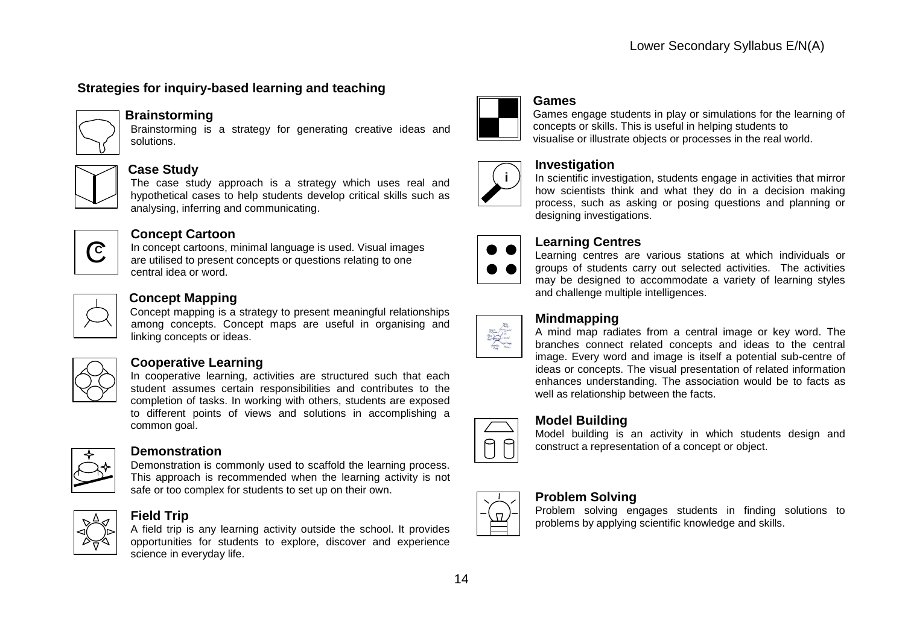## Strategies for inquiry-based learning and teaching

### Brainstorming

Brainstorming is a strategy for generating creative ideas and solutions.

### Case Study

The case study approach is a strategy which uses real and hypothetical cases to help students develop critical skills such as analysing, inferring and communicating.

### Concept Cartoon

In concept cartoons, minimal language is used. Visual images are utilised to present concepts or questions relating to one central idea or word.

### Concept Mapping

Concept mapping is a strategy to present meaningful relationships among concepts. Concept maps are useful in organising and linking concepts or ideas.

### Cooperative Learning

In cooperative learning, activities are structured such that each student assumes certain responsibilities and contributes to the completion of tasks. In working with others, students are exposed to different points of views and solutions in accomplishing a common goal.

### Demonstration

Demonstration is commonly used to scaffold the learning process. This approach is recommended when the learning activity is not safe or too complex for students to set up on their own.

### Field Trip

A field trip is any learning activity outside the school. It provides opportunities for students to explore, discover and experience science in everyday life.

### Games

Games engage students in play or simulations for the learning of concepts or skills. This is useful in helping students to visualise or illustrate objects or processes in the real world.

### Investigation

In scientific investigation, students engage in activities that mirror how scientists think and what they do in a decision making process, such as asking or posing questions and planning or designing investigations.

### Learning Centres

Learning centres are various stations at which individuals or groups of students carry out selected activities. The activities may be designed to accommodate a variety of learning styles and challenge multiple intelligences.

### Mindmapping

A mind map radiates from a central image or key word. The branches connect related concepts and ideas to the central image. Every word and image is itself a potential sub-centre of ideas or concepts. The visual presentation of related information enhances understanding. The association would be to facts as well as relationship between the facts.

### Model Building

Model building is an activity in which students design and construct a representation of a concept or object.

### Problem Solving

Problem solving engages students in finding solutions to problems by applying scientific knowledge and skills.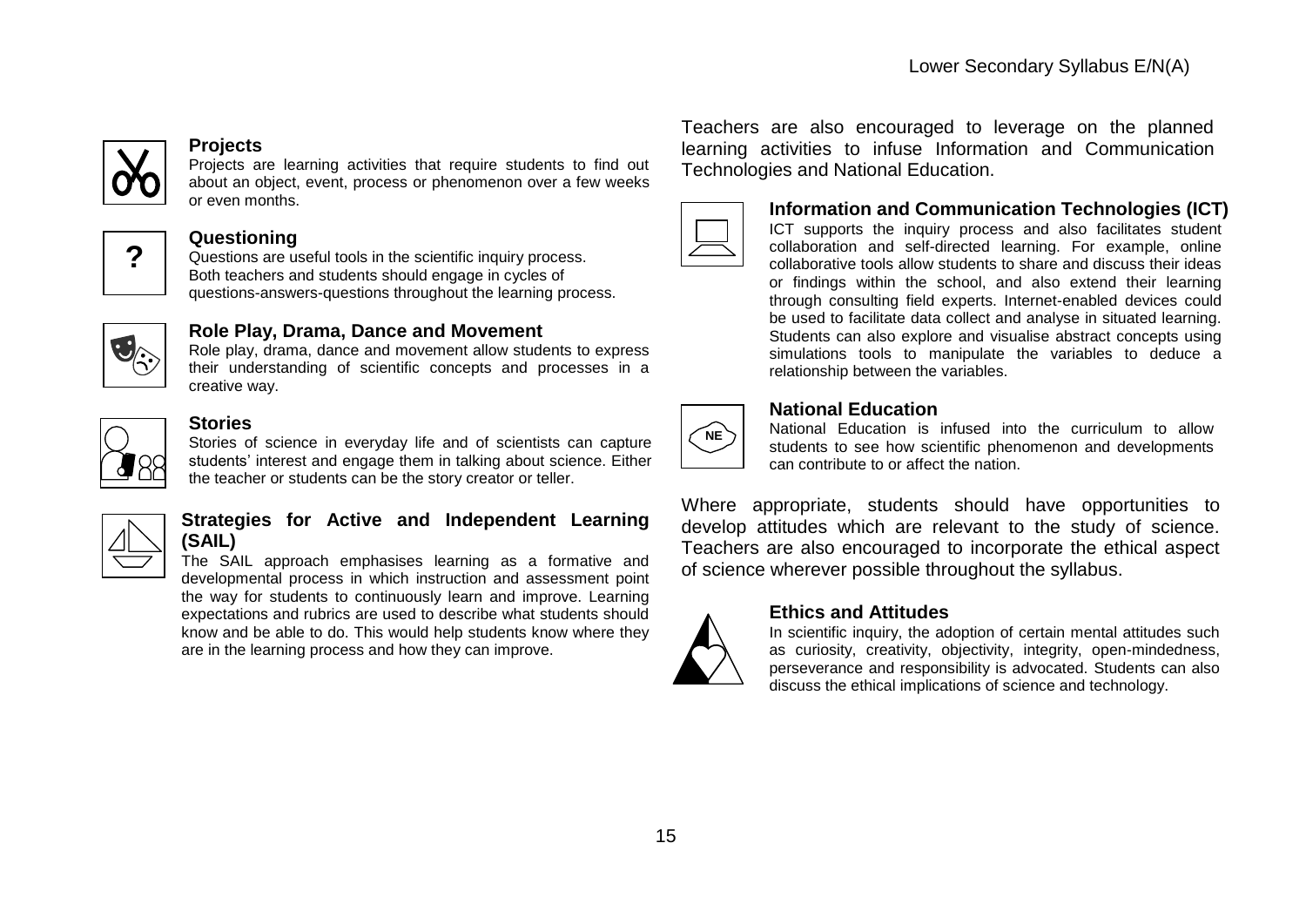### Projects

Projects are learning activities that require students to find out about an object, event, process or phenomenon over a few weeks or even months.

### Questioning

Questions are useful tools in the scientific inquiry process. Both teachers and students should engage in cycles of questions-answers-questions throughout the learning process.

### Role Play, Drama, Dance and Movement

Role play, drama, dance and movement allow students to express their understanding of scientific concepts and processes in a creative way.

### Stories

Stories of science in everyday life and of scientists can capture students' interest and engage them in talking about science. Either the teacher or students can be the story creator or teller.

### Strategies for Active and Independent Learning (SAIL)

The SAIL approach emphasises learning as a formative and developmental process in which instruction and assessment point the way for students to continuously learn and improve. Learning expectations and rubrics are used to describe what students should know and be able to do. This would help students know where they are in the learning process and how they can improve.

Teachers are also encouraged to leverage on the planned learning activities to infuse Information and Communication Technologies and National Education.

### Information and Communication Technologies (ICT)

ICT supports the inquiry process and also facilitates student collaboration and self-directed learning. For example, online collaborative tools allow students to share and discuss their ideas or findings within the school, and also extend their learning through consulting field experts. Internet-enabled devices could be used to facilitate data collect and analyse in situated learning. Students can also explore and visualise abstract concepts using simulations tools to manipulate the variables to deduce a relationship between the variables.

### National Education

National Education is infused into the curriculum to allow students to see how scientific phenomenon and developments can contribute to or affect the nation.

Where appropriate, students should have opportunities to develop attitudes which are relevant to the study of science. Teachers are also encouraged to incorporate the ethical aspect of science wherever possible throughout the syllabus.

### Ethics and Attitudes

In scientific inquiry, the adoption of certain mental attitudes such as curiosity, creativity, objectivity, integrity, open-mindedness, perseverance and responsibility is advocated. Students can also discuss the ethical implications of science and technology.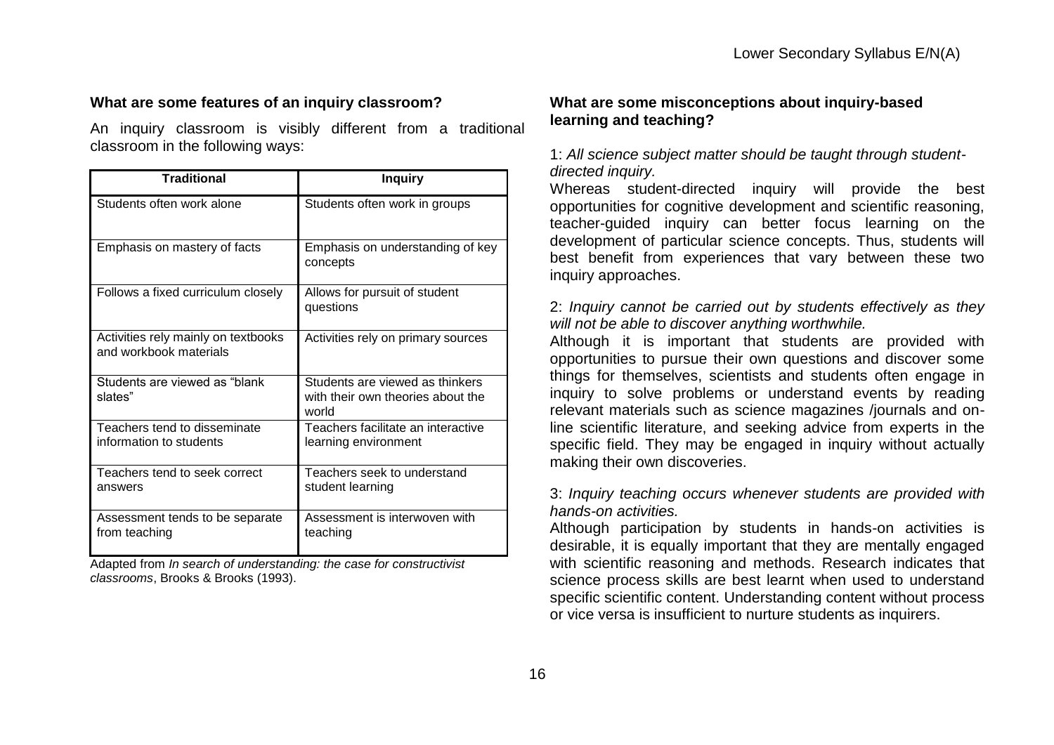### What are some features of an inquiry classroom?

An inquiry classroom is visibly different from a traditional classroom in the following ways:

| Traditional | Inquiry |
|---|---|
| Students often work alone | Students often work in groups |
| Emphasis on mastery of facts | Emphasis on understanding of key concepts |
| Follows a fixed curriculum closely | Allows for pursuit of student questions |
| Activities rely mainly on textbooks and workbook materials | Activities rely on primary sources |
| Students are viewed as "blank slates" | Students are viewed as thinkers with their own theories about the world |
| Teachers tend to disseminate information to students | Teachers facilitate an interactive learning environment |
| Teachers tend to seek correct answers | Teachers seek to understand student learning |
| Assessment tends to be separate from teaching | Assessment is interwoven with teaching |

Adapted from *In search of understanding: the case for constructivist classrooms*, Brooks & Brooks (1993).

### What are some misconceptions about inquiry-based learning and teaching?

1: *All science subject matter should be taught through student-directed inquiry.*

Whereas student-directed inquiry will provide the best opportunities for cognitive development and scientific reasoning, teacher-guided inquiry can better focus learning on the development of particular science concepts. Thus, students will best benefit from experiences that vary between these two inquiry approaches.

2: *Inquiry cannot be carried out by students effectively as they will not be able to discover anything worthwhile.*

Although it is important that students are provided with opportunities to pursue their own questions and discover some things for themselves, scientists and students often engage in inquiry to solve problems or understand events by reading relevant materials such as science magazines /journals and on-line scientific literature, and seeking advice from experts in the specific field. They may be engaged in inquiry without actually making their own discoveries.

3: *Inquiry teaching occurs whenever students are provided with hands-on activities.*

Although participation by students in hands-on activities is desirable, it is equally important that they are mentally engaged with scientific reasoning and methods. Research indicates that science process skills are best learnt when used to understand specific scientific content. Understanding content without process or vice versa is insufficient to nurture students as inquirers.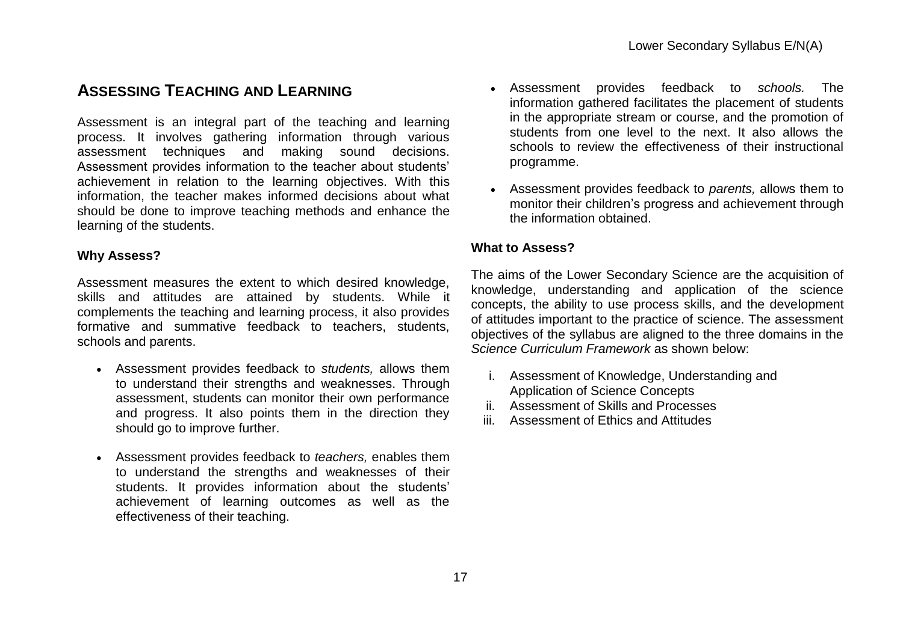## Assessing Teaching and Learning

Assessment is an integral part of the teaching and learning process. It involves gathering information through various assessment techniques and making sound decisions. Assessment provides information to the teacher about students' achievement in relation to the learning objectives. With this information, the teacher makes informed decisions about what should be done to improve teaching methods and enhance the learning of the students.

**Why Assess?**

Assessment measures the extent to which desired knowledge, skills and attitudes are attained by students. While it complements the teaching and learning process, it also provides formative and summative feedback to teachers, students, schools and parents.

- Assessment provides feedback to *students,* allows them to understand their strengths and weaknesses. Through assessment, students can monitor their own performance and progress. It also points them in the direction they should go to improve further.
- Assessment provides feedback to *teachers,* enables them to understand the strengths and weaknesses of their students. It provides information about the students' achievement of learning outcomes as well as the effectiveness of their teaching.
- Assessment provides feedback to *schools.* The information gathered facilitates the placement of students in the appropriate stream or course, and the promotion of students from one level to the next. It also allows the schools to review the effectiveness of their instructional programme.
- Assessment provides feedback to *parents,* allows them to monitor their children's progress and achievement through the information obtained.

**What to Assess?**

The aims of the Lower Secondary Science are the acquisition of knowledge, understanding and application of the science concepts, the ability to use process skills, and the development of attitudes important to the practice of science. The assessment objectives of the syllabus are aligned to the three domains in the *Science Curriculum Framework* as shown below:

i. Assessment of Knowledge, Understanding and Application of Science Concepts
ii. Assessment of Skills and Processes
iii. Assessment of Ethics and Attitudes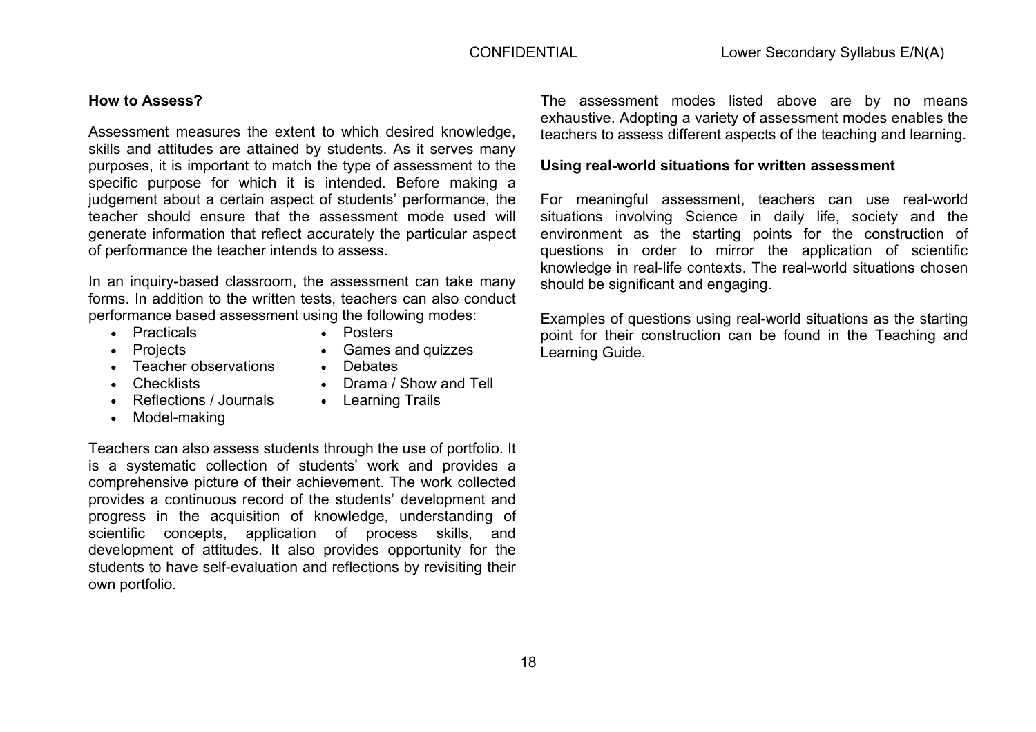**How to Assess?**

Assessment measures the extent to which desired knowledge, skills and attitudes are attained by students. As it serves many purposes, it is important to match the type of assessment to the specific purpose for which it is intended. Before making a judgement about a certain aspect of students' performance, the teacher should ensure that the assessment mode used will generate information that reflect accurately the particular aspect of performance the teacher intends to assess.

In an inquiry-based classroom, the assessment can take many forms. In addition to the written tests, teachers can also conduct performance based assessment using the following modes:

- Practicals
- Projects
- Teacher observations
- Checklists
- Reflections / Journals
- Model-making
- Posters
- Games and quizzes
- Debates
- Drama / Show and Tell
- Learning Trails

Teachers can also assess students through the use of portfolio. It is a systematic collection of students' work and provides a comprehensive picture of their achievement. The work collected provides a continuous record of the students' development and progress in the acquisition of knowledge, understanding of scientific concepts, application of process skills, and development of attitudes. It also provides opportunity for the students to have self-evaluation and reflections by revisiting their own portfolio.

The assessment modes listed above are by no means exhaustive. Adopting a variety of assessment modes enables the teachers to assess different aspects of the teaching and learning.

**Using real-world situations for written assessment**

For meaningful assessment, teachers can use real-world situations involving Science in daily life, society and the environment as the starting points for the construction of questions in order to mirror the application of scientific knowledge in real-life contexts. The real-world situations chosen should be significant and engaging.

Examples of questions using real-world situations as the starting point for their construction can be found in the Teaching and Learning Guide.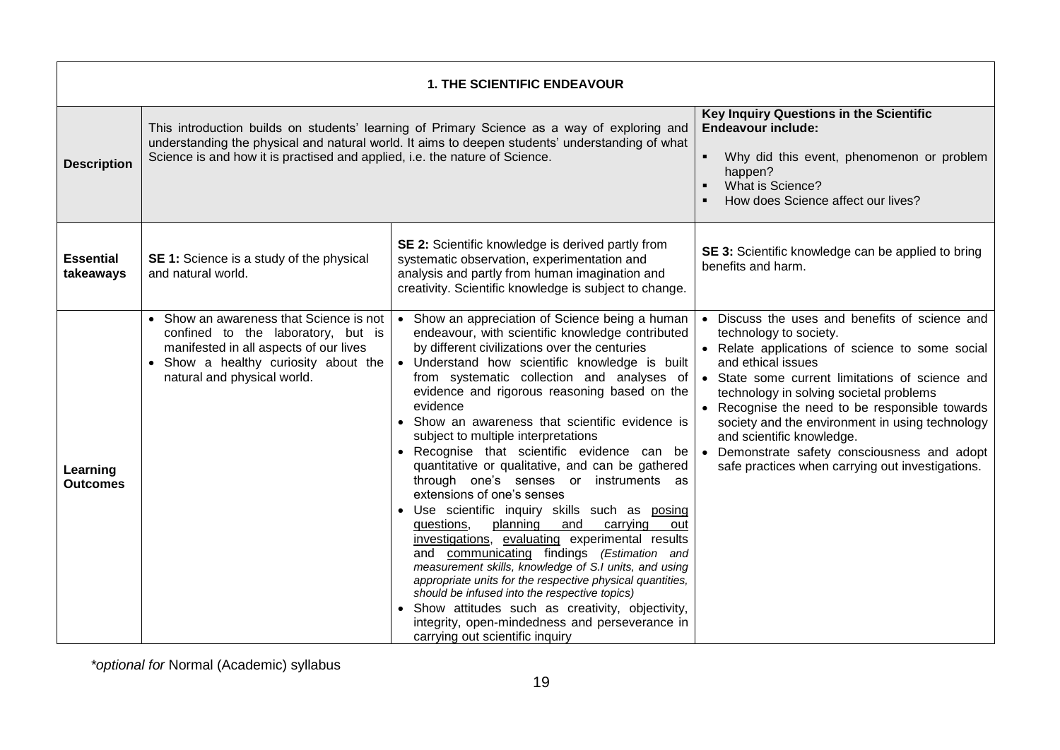| **1. THE SCIENTIFIC ENDEAVOUR** | | | |
|---|---|---|---|
| **Description** | This introduction builds on students' learning of Primary Science as a way of exploring and understanding the physical and natural world. It aims to deepen students' understanding of what Science is and how it is practised and applied, i.e. the nature of Science. | | **Key Inquiry Questions in the Scientific Endeavour include:**<br>▪ Why did this event, phenomenon or problem happen?<br>▪ What is Science?<br>▪ How does Science affect our lives? |
| **Essential takeaways** | **SE 1:** Science is a study of the physical and natural world. | **SE 2:** Scientific knowledge is derived partly from systematic observation, experimentation and analysis and partly from human imagination and creativity. Scientific knowledge is subject to change. | **SE 3:** Scientific knowledge can be applied to bring benefits and harm. |
| **Learning Outcomes** | • Show an awareness that Science is not confined to the laboratory, but is manifested in all aspects of our lives<br>• Show a healthy curiosity about the natural and physical world. | • Show an appreciation of Science being a human endeavour, with scientific knowledge contributed by different civilizations over the centuries<br>• Understand how scientific knowledge is built from systematic collection and analyses of evidence and rigorous reasoning based on the evidence<br>• Show an awareness that scientific evidence is subject to multiple interpretations<br>• Recognise that scientific evidence can be quantitative or qualitative, and can be gathered through one's senses or instruments as extensions of one's senses<br>• Use scientific inquiry skills such as <u>posing questions</u>, <u>planning and carrying out investigations</u>, <u>evaluating</u> experimental results and <u>communicating</u> findings *(Estimation and measurement skills, knowledge of S.I units, and using appropriate units for the respective physical quantities, should be infused into the respective topics)*<br>• Show attitudes such as creativity, objectivity, integrity, open-mindedness and perseverance in carrying out scientific inquiry | • Discuss the uses and benefits of science and technology to society.<br>• Relate applications of science to some social and ethical issues<br>• State some current limitations of science and technology in solving societal problems<br>• Recognise the need to be responsible towards society and the environment in using technology and scientific knowledge.<br>• Demonstrate safety consciousness and adopt safe practices when carrying out investigations. |

*\*optional for* Normal (Academic) syllabus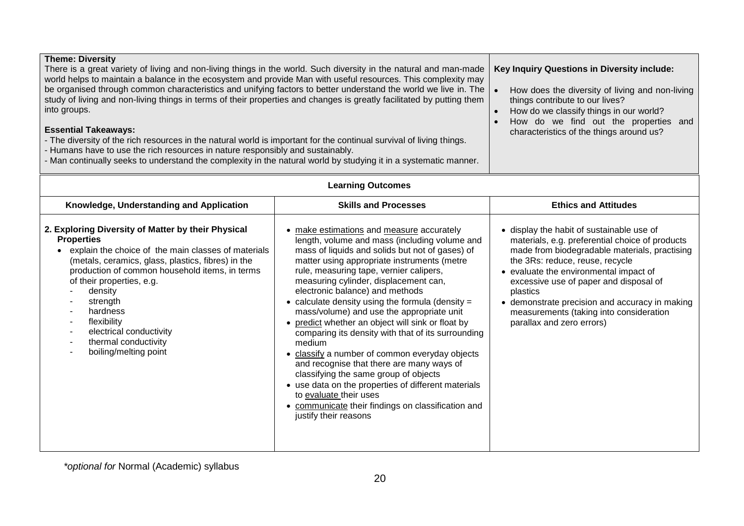| **Theme: Diversity** | |
|---|---|
| There is a great variety of living and non-living things in the world. Such diversity in the natural and man-made world helps to maintain a balance in the ecosystem and provide Man with useful resources. This complexity may be organised through common characteristics and unifying factors to better understand the world we live in. The study of living and non-living things in terms of their properties and changes is greatly facilitated by putting them into groups.<br><br>**Essential Takeaways:**<br>- The diversity of the rich resources in the natural world is important for the continual survival of living things.<br>- Humans have to use the rich resources in nature responsibly and sustainably.<br>- Man continually seeks to understand the complexity in the natural world by studying it in a systematic manner. | **Key Inquiry Questions in Diversity include:**<br><br>• How does the diversity of living and non-living things contribute to our lives?<br>• How do we classify things in our world?<br>• How do we find out the properties and characteristics of the things around us? |

**Learning Outcomes**

| Knowledge, Understanding and Application | Skills and Processes | Ethics and Attitudes |
|---|---|---|
| **2. Exploring Diversity of Matter by their Physical Properties**<br>• explain the choice of the main classes of materials (metals, ceramics, glass, plastics, fibres) in the production of common household items, in terms of their properties, e.g.<br>- density<br>- strength<br>- hardness<br>- flexibility<br>- electrical conductivity<br>- thermal conductivity<br>- boiling/melting point | • make estimations and measure accurately length, volume and mass (including volume and mass of liquids and solids but not of gases) of matter using appropriate instruments (metre rule, measuring tape, vernier calipers, measuring cylinder, displacement can, electronic balance) and methods<br>• calculate density using the formula (density = mass/volume) and use the appropriate unit<br>• predict whether an object will sink or float by comparing its density with that of its surrounding medium<br>• classify a number of common everyday objects and recognise that there are many ways of classifying the same group of objects<br>• use data on the properties of different materials to evaluate their uses<br>• communicate their findings on classification and justify their reasons | • display the habit of sustainable use of materials, e.g. preferential choice of products made from biodegradable materials, practising the 3Rs: reduce, reuse, recycle<br>• evaluate the environmental impact of excessive use of paper and disposal of plastics<br>• demonstrate precision and accuracy in making measurements (taking into consideration parallax and zero errors) |

**optional for* Normal (Academic) syllabus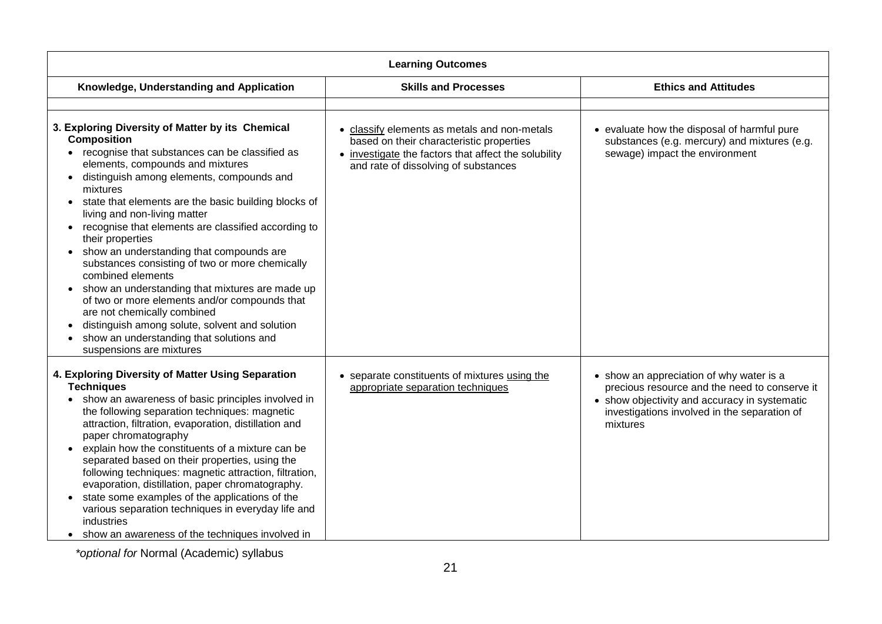| Learning Outcomes | | |
|---|---|---|
| **Knowledge, Understanding and Application** | **Skills and Processes** | **Ethics and Attitudes** |
| | | |
| **3. Exploring Diversity of Matter by its Chemical Composition**<br>• recognise that substances can be classified as elements, compounds and mixtures<br>• distinguish among elements, compounds and mixtures<br>• state that elements are the basic building blocks of living and non-living matter<br>• recognise that elements are classified according to their properties<br>• show an understanding that compounds are substances consisting of two or more chemically combined elements<br>• show an understanding that mixtures are made up of two or more elements and/or compounds that are not chemically combined<br>• distinguish among solute, solvent and solution<br>• show an understanding that solutions and suspensions are mixtures | • <u>classify</u> elements as metals and non-metals based on their characteristic properties<br>• <u>investigate</u> the factors that affect the solubility and rate of dissolving of substances | • evaluate how the disposal of harmful pure substances (e.g. mercury) and mixtures (e.g. sewage) impact the environment |
| **4. Exploring Diversity of Matter Using Separation Techniques**<br>• show an awareness of basic principles involved in the following separation techniques: magnetic attraction, filtration, evaporation, distillation and paper chromatography<br>• explain how the constituents of a mixture can be separated based on their properties, using the following techniques: magnetic attraction, filtration, evaporation, distillation, paper chromatography.<br>• state some examples of the applications of the various separation techniques in everyday life and industries<br>• show an awareness of the techniques involved in | • separate constituents of mixtures <u>using the appropriate separation techniques</u> | • show an appreciation of why water is a precious resource and the need to conserve it<br>• show objectivity and accuracy in systematic investigations involved in the separation of mixtures |

*optional for* Normal (Academic) syllabus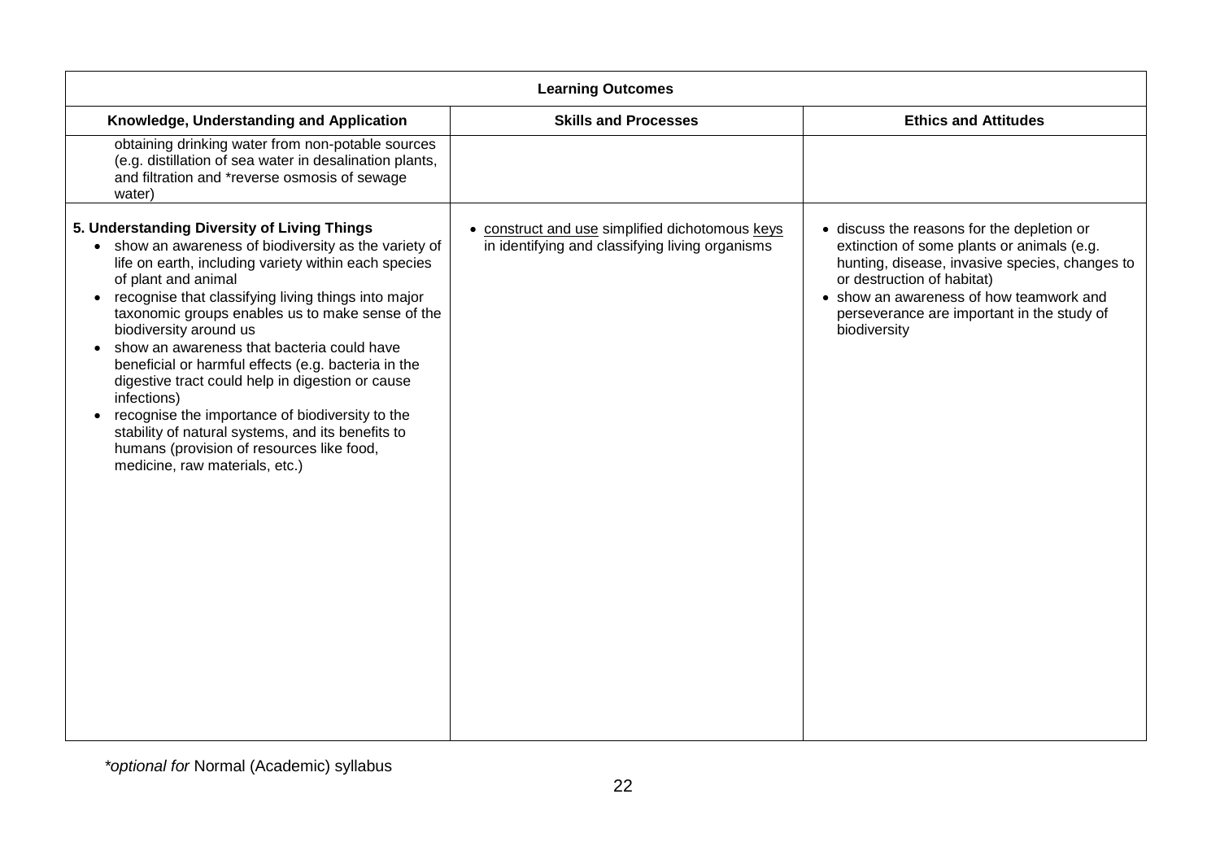| Learning Outcomes | | |
|---|---|---|
| **Knowledge, Understanding and Application** | **Skills and Processes** | **Ethics and Attitudes** |
| obtaining drinking water from non-potable sources (e.g. distillation of sea water in desalination plants, and filtration and *reverse osmosis of sewage water) | | |
| **5. Understanding Diversity of Living Things**<br>• show an awareness of biodiversity as the variety of life on earth, including variety within each species of plant and animal<br>• recognise that classifying living things into major taxonomic groups enables us to make sense of the biodiversity around us<br>• show an awareness that bacteria could have beneficial or harmful effects (e.g. bacteria in the digestive tract could help in digestion or cause infections)<br>• recognise the importance of biodiversity to the stability of natural systems, and its benefits to humans (provision of resources like food, medicine, raw materials, etc.) | • <u>construct and use</u> simplified dichotomous <u>keys</u> in identifying and classifying living organisms | • discuss the reasons for the depletion or extinction of some plants or animals (e.g. hunting, disease, invasive species, changes to or destruction of habitat)<br>• show an awareness of how teamwork and perseverance are important in the study of biodiversity |

**optional for* Normal (Academic) syllabus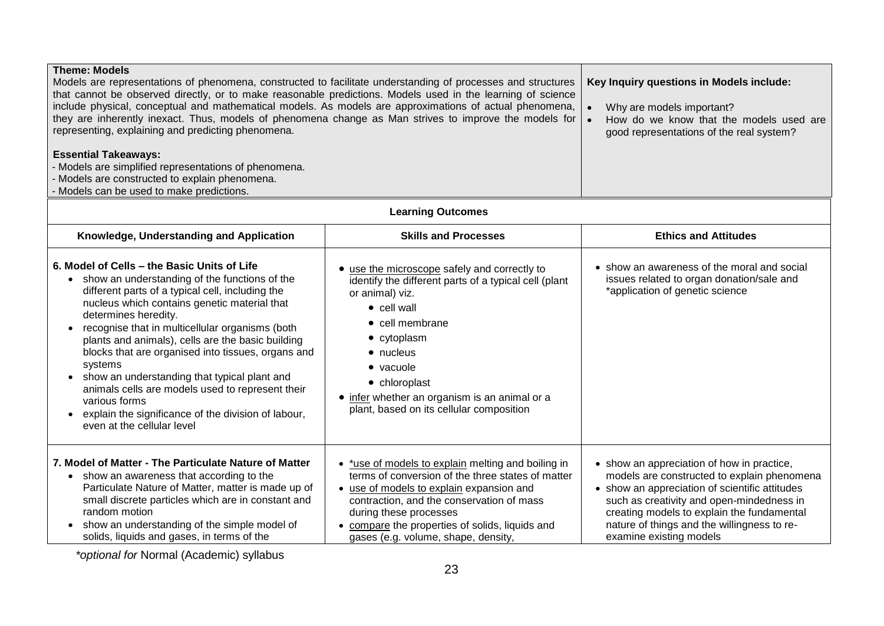**Theme: Models**

Models are representations of phenomena, constructed to facilitate understanding of processes and structures that cannot be observed directly, or to make reasonable predictions. Models used in the learning of science include physical, conceptual and mathematical models. As models are approximations of actual phenomena, they are inherently inexact. Thus, models of phenomena change as Man strives to improve the models for representing, explaining and predicting phenomena.

**Essential Takeaways:**
- Models are simplified representations of phenomena.
- Models are constructed to explain phenomena.
- Models can be used to make predictions.

**Key Inquiry questions in Models include:**

- Why are models important?
- How do we know that the models used are good representations of the real system?

**Learning Outcomes**

| Knowledge, Understanding and Application | Skills and Processes | Ethics and Attitudes |
|---|---|---|
| **6. Model of Cells – the Basic Units of Life**<br>• show an understanding of the functions of the different parts of a typical cell, including the nucleus which contains genetic material that determines heredity.<br>• recognise that in multicellular organisms (both plants and animals), cells are the basic building blocks that are organised into tissues, organs and systems<br>• show an understanding that typical plant and animals cells are models used to represent their various forms<br>• explain the significance of the division of labour, even at the cellular level | • use the microscope safely and correctly to identify the different parts of a typical cell (plant or animal) viz.<br>&nbsp;&nbsp;• cell wall<br>&nbsp;&nbsp;• cell membrane<br>&nbsp;&nbsp;• cytoplasm<br>&nbsp;&nbsp;• nucleus<br>&nbsp;&nbsp;• vacuole<br>&nbsp;&nbsp;• chloroplast<br>• infer whether an organism is an animal or a plant, based on its cellular composition | • show an awareness of the moral and social issues related to organ donation/sale and *application of genetic science |
| **7. Model of Matter - The Particulate Nature of Matter**<br>• show an awareness that according to the Particulate Nature of Matter, matter is made up of small discrete particles which are in constant and random motion<br>• show an understanding of the simple model of solids, liquids and gases, in terms of the | • *use of models to explain melting and boiling in terms of conversion of the three states of matter<br>• use of models to explain expansion and contraction, and the conservation of mass during these processes<br>• compare the properties of solids, liquids and gases (e.g. volume, shape, density, | • show an appreciation of how in practice, models are constructed to explain phenomena<br>• show an appreciation of scientific attitudes such as creativity and open-mindedness in creating models to explain the fundamental nature of things and the willingness to re-examine existing models |

*\*optional for* Normal (Academic) syllabus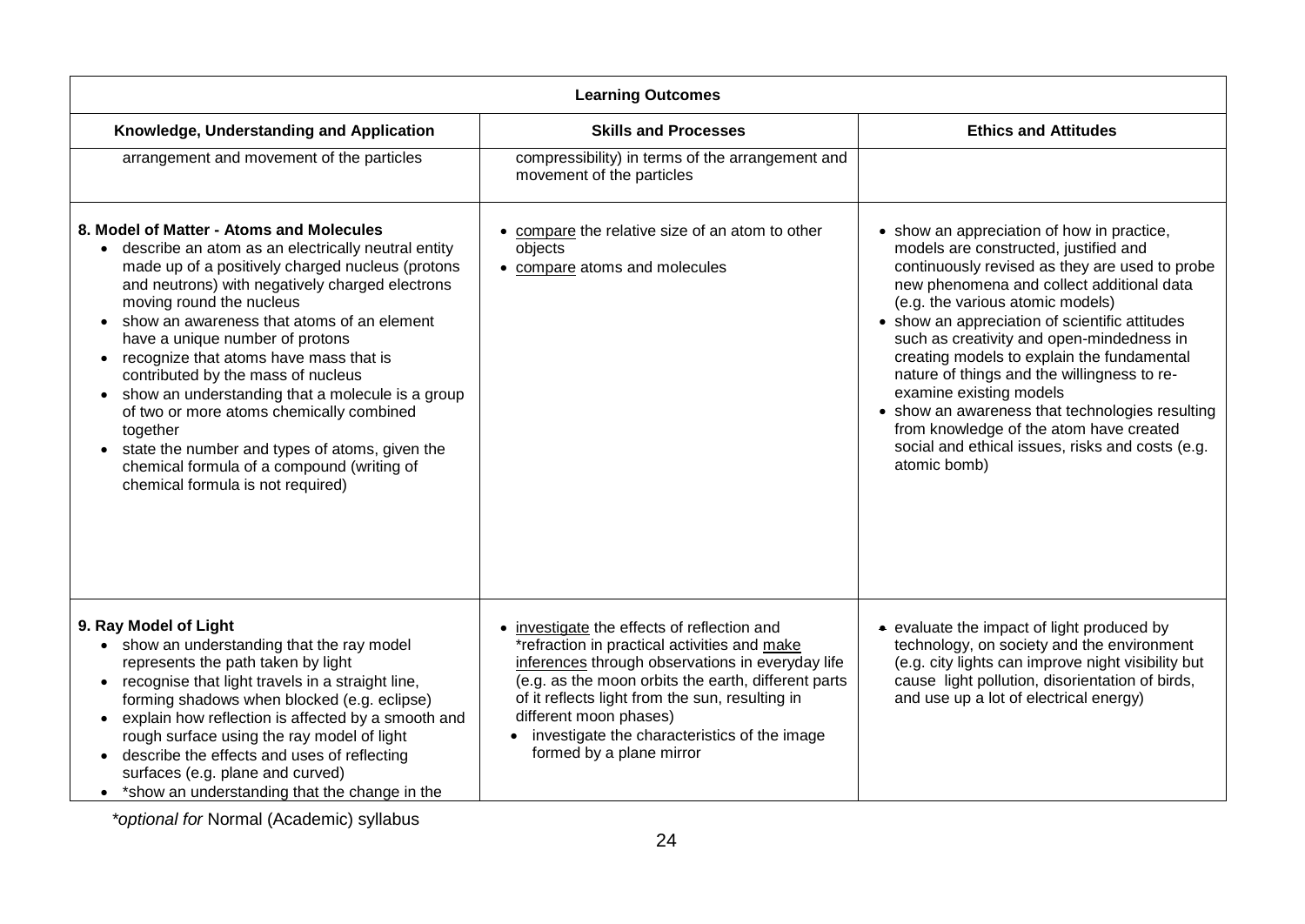| Learning Outcomes | | |
|---|---|---|
| **Knowledge, Understanding and Application** | **Skills and Processes** | **Ethics and Attitudes** |
| arrangement and movement of the particles | compressibility) in terms of the arrangement and movement of the particles | |
| **8. Model of Matter - Atoms and Molecules**<br>• describe an atom as an electrically neutral entity made up of a positively charged nucleus (protons and neutrons) with negatively charged electrons moving round the nucleus<br>• show an awareness that atoms of an element have a unique number of protons<br>• recognize that atoms have mass that is contributed by the mass of nucleus<br>• show an understanding that a molecule is a group of two or more atoms chemically combined together<br>• state the number and types of atoms, given the chemical formula of a compound (writing of chemical formula is not required) | • <u>compare</u> the relative size of an atom to other objects<br>• <u>compare</u> atoms and molecules | • show an appreciation of how in practice, models are constructed, justified and continuously revised as they are used to probe new phenomena and collect additional data (e.g. the various atomic models)<br>• show an appreciation of scientific attitudes such as creativity and open-mindedness in creating models to explain the fundamental nature of things and the willingness to re-examine existing models<br>• show an awareness that technologies resulting from knowledge of the atom have created social and ethical issues, risks and costs (e.g. atomic bomb) |
| **9. Ray Model of Light**<br>• show an understanding that the ray model represents the path taken by light<br>• recognise that light travels in a straight line, forming shadows when blocked (e.g. eclipse)<br>• explain how reflection is affected by a smooth and rough surface using the ray model of light<br>• describe the effects and uses of reflecting surfaces (e.g. plane and curved)<br>• *show an understanding that the change in the | • <u>investigate</u> the effects of reflection and *refraction in practical activities and <u>make inferences</u> through observations in everyday life (e.g. as the moon orbits the earth, different parts of it reflects light from the sun, resulting in different moon phases)<br>• investigate the characteristics of the image formed by a plane mirror | • evaluate the impact of light produced by technology, on society and the environment (e.g. city lights can improve night visibility but cause light pollution, disorientation of birds, and use up a lot of electrical energy) |

*\*optional for* Normal (Academic) syllabus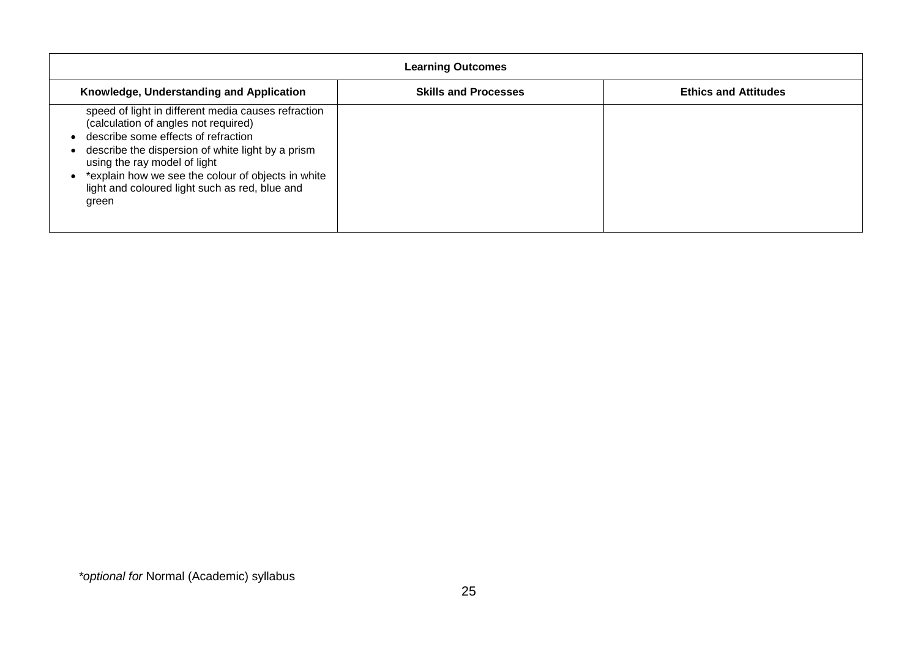| Learning Outcomes | | |
|---|---|---|
| **Knowledge, Understanding and Application** | **Skills and Processes** | **Ethics and Attitudes** |
| speed of light in different media causes refraction (calculation of angles not required)<br>• describe some effects of refraction<br>• describe the dispersion of white light by a prism using the ray model of light<br>• *explain how we see the colour of objects in white light and coloured light such as red, blue and green | | |

**optional for* Normal (Academic) syllabus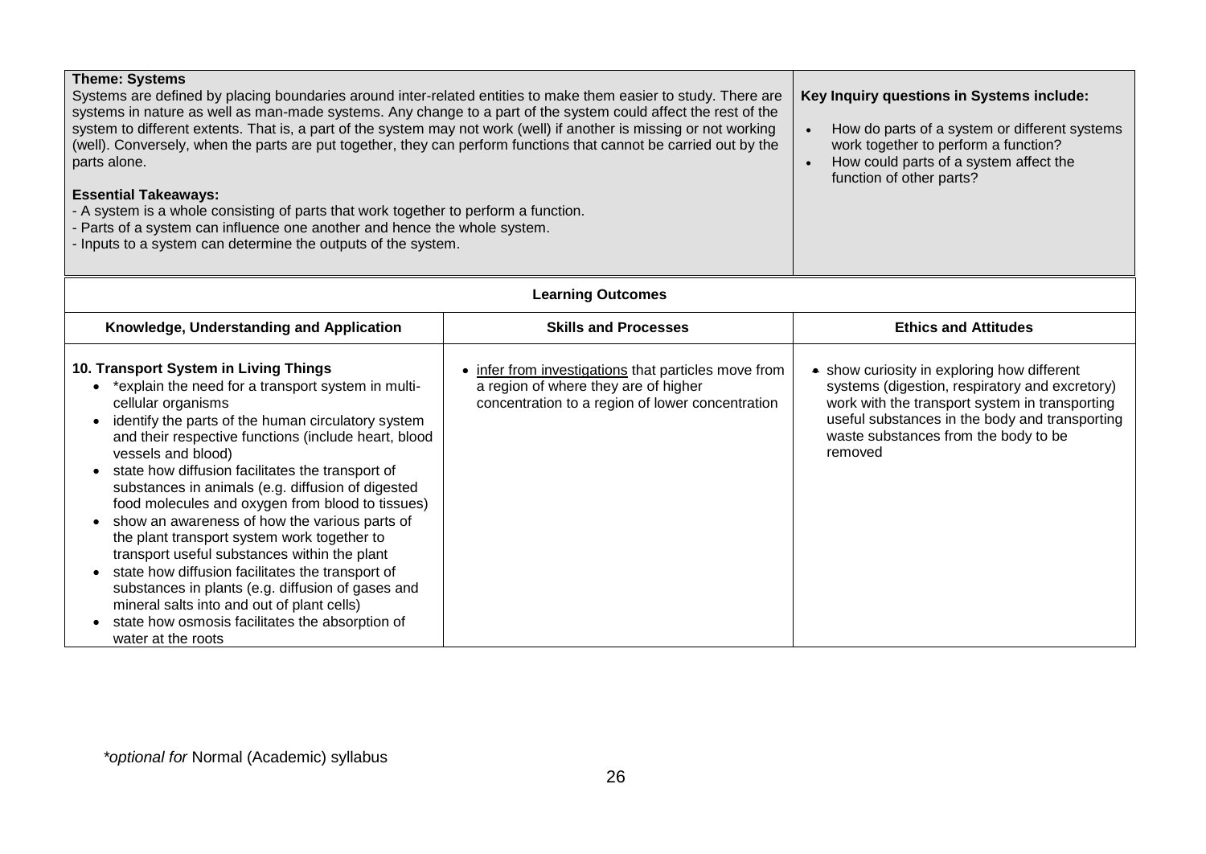| **Theme: Systems**<br>Systems are defined by placing boundaries around inter-related entities to make them easier to study. There are systems in nature as well as man-made systems. Any change to a part of the system could affect the rest of the system to different extents. That is, a part of the system may not work (well) if another is missing or not working (well). Conversely, when the parts are put together, they can perform functions that cannot be carried out by the parts alone.<br><br>**Essential Takeaways:**<br>- A system is a whole consisting of parts that work together to perform a function.<br>- Parts of a system can influence one another and hence the whole system.<br>- Inputs to a system can determine the outputs of the system. | **Key Inquiry questions in Systems include:**<br>• How do parts of a system or different systems work together to perform a function?<br>• How could parts of a system affect the function of other parts? |
|---|---|

**Learning Outcomes**

| Knowledge, Understanding and Application | Skills and Processes | Ethics and Attitudes |
|---|---|---|
| **10. Transport System in Living Things**<br>• *explain the need for a transport system in multi-cellular organisms<br>• identify the parts of the human circulatory system and their respective functions (include heart, blood vessels and blood)<br>• state how diffusion facilitates the transport of substances in animals (e.g. diffusion of digested food molecules and oxygen from blood to tissues)<br>• show an awareness of how the various parts of the plant transport system work together to transport useful substances within the plant<br>• state how diffusion facilitates the transport of substances in plants (e.g. diffusion of gases and mineral salts into and out of plant cells)<br>• state how osmosis facilitates the absorption of water at the roots | • infer from investigations that particles move from a region of where they are of higher concentration to a region of lower concentration | • show curiosity in exploring how different systems (digestion, respiratory and excretory) work with the transport system in transporting useful substances in the body and transporting waste substances from the body to be removed |

**optional for* Normal (Academic) syllabus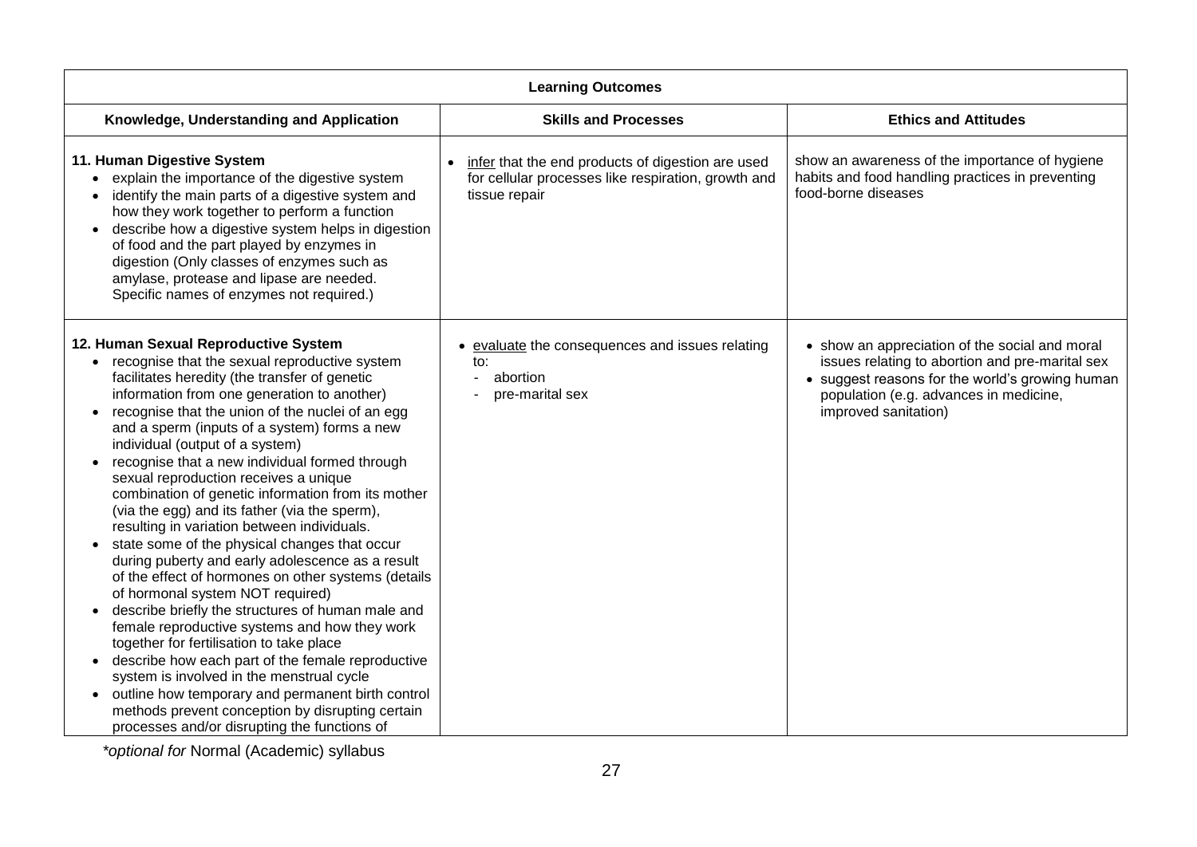| Learning Outcomes | | |
|---|---|---|
| **Knowledge, Understanding and Application** | **Skills and Processes** | **Ethics and Attitudes** |
| **11. Human Digestive System**<br>• explain the importance of the digestive system<br>• identify the main parts of a digestive system and how they work together to perform a function<br>• describe how a digestive system helps in digestion of food and the part played by enzymes in digestion (Only classes of enzymes such as amylase, protease and lipase are needed. Specific names of enzymes not required.) | • <u>infer</u> that the end products of digestion are used for cellular processes like respiration, growth and tissue repair | show an awareness of the importance of hygiene habits and food handling practices in preventing food-borne diseases |
| **12. Human Sexual Reproductive System**<br>• recognise that the sexual reproductive system facilitates heredity (the transfer of genetic information from one generation to another)<br>• recognise that the union of the nuclei of an egg and a sperm (inputs of a system) forms a new individual (output of a system)<br>• recognise that a new individual formed through sexual reproduction receives a unique combination of genetic information from its mother (via the egg) and its father (via the sperm), resulting in variation between individuals.<br>• state some of the physical changes that occur during puberty and early adolescence as a result of the effect of hormones on other systems (details of hormonal system NOT required)<br>• describe briefly the structures of human male and female reproductive systems and how they work together for fertilisation to take place<br>• describe how each part of the female reproductive system is involved in the menstrual cycle<br>• outline how temporary and permanent birth control methods prevent conception by disrupting certain processes and/or disrupting the functions of | • <u>evaluate</u> the consequences and issues relating to:<br>- abortion<br>- pre-marital sex | • show an appreciation of the social and moral issues relating to abortion and pre-marital sex<br>• suggest reasons for the world's growing human population (e.g. advances in medicine, improved sanitation) |

*\*optional for* Normal (Academic) syllabus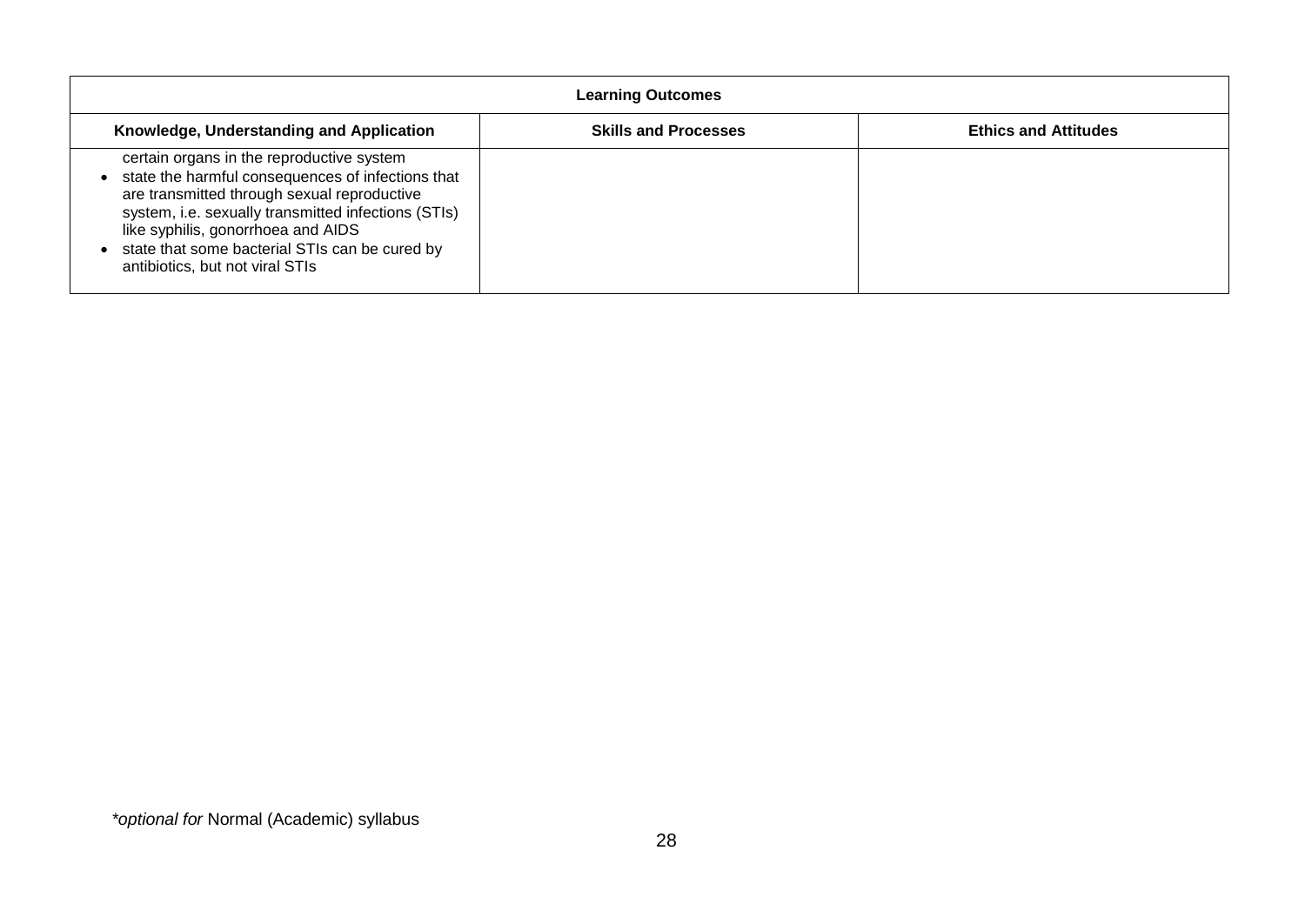| Learning Outcomes | | |
|---|---|---|
| **Knowledge, Understanding and Application** | **Skills and Processes** | **Ethics and Attitudes** |
| certain organs in the reproductive system<br>• state the harmful consequences of infections that are transmitted through sexual reproductive system, i.e. sexually transmitted infections (STIs) like syphilis, gonorrhoea and AIDS<br>• state that some bacterial STIs can be cured by antibiotics, but not viral STIs | | |

**optional for* Normal (Academic) syllabus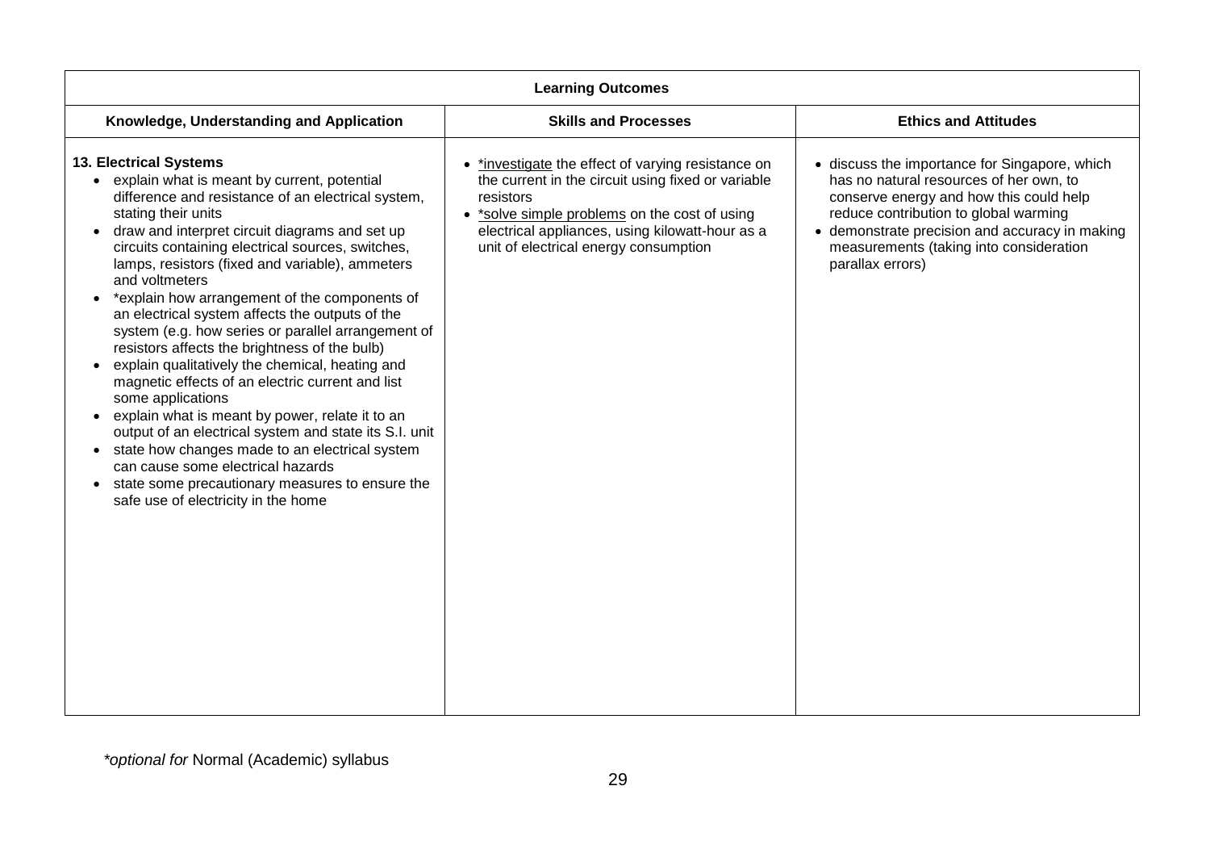| Learning Outcomes | | |
|---|---|---|
| **Knowledge, Understanding and Application** | **Skills and Processes** | **Ethics and Attitudes** |
| **13. Electrical Systems**<br>• explain what is meant by current, potential difference and resistance of an electrical system, stating their units<br>• draw and interpret circuit diagrams and set up circuits containing electrical sources, switches, lamps, resistors (fixed and variable), ammeters and voltmeters<br>• *explain how arrangement of the components of an electrical system affects the outputs of the system (e.g. how series or parallel arrangement of resistors affects the brightness of the bulb)<br>• explain qualitatively the chemical, heating and magnetic effects of an electric current and list some applications<br>• explain what is meant by power, relate it to an output of an electrical system and state its S.I. unit<br>• state how changes made to an electrical system can cause some electrical hazards<br>• state some precautionary measures to ensure the safe use of electricity in the home | • <u>*investigate</u> the effect of varying resistance on the current in the circuit using fixed or variable resistors<br>• <u>*solve simple problems</u> on the cost of using electrical appliances, using kilowatt-hour as a unit of electrical energy consumption | • discuss the importance for Singapore, which has no natural resources of her own, to conserve energy and how this could help reduce contribution to global warming<br>• demonstrate precision and accuracy in making measurements (taking into consideration parallax errors) |

**optional for* Normal (Academic) syllabus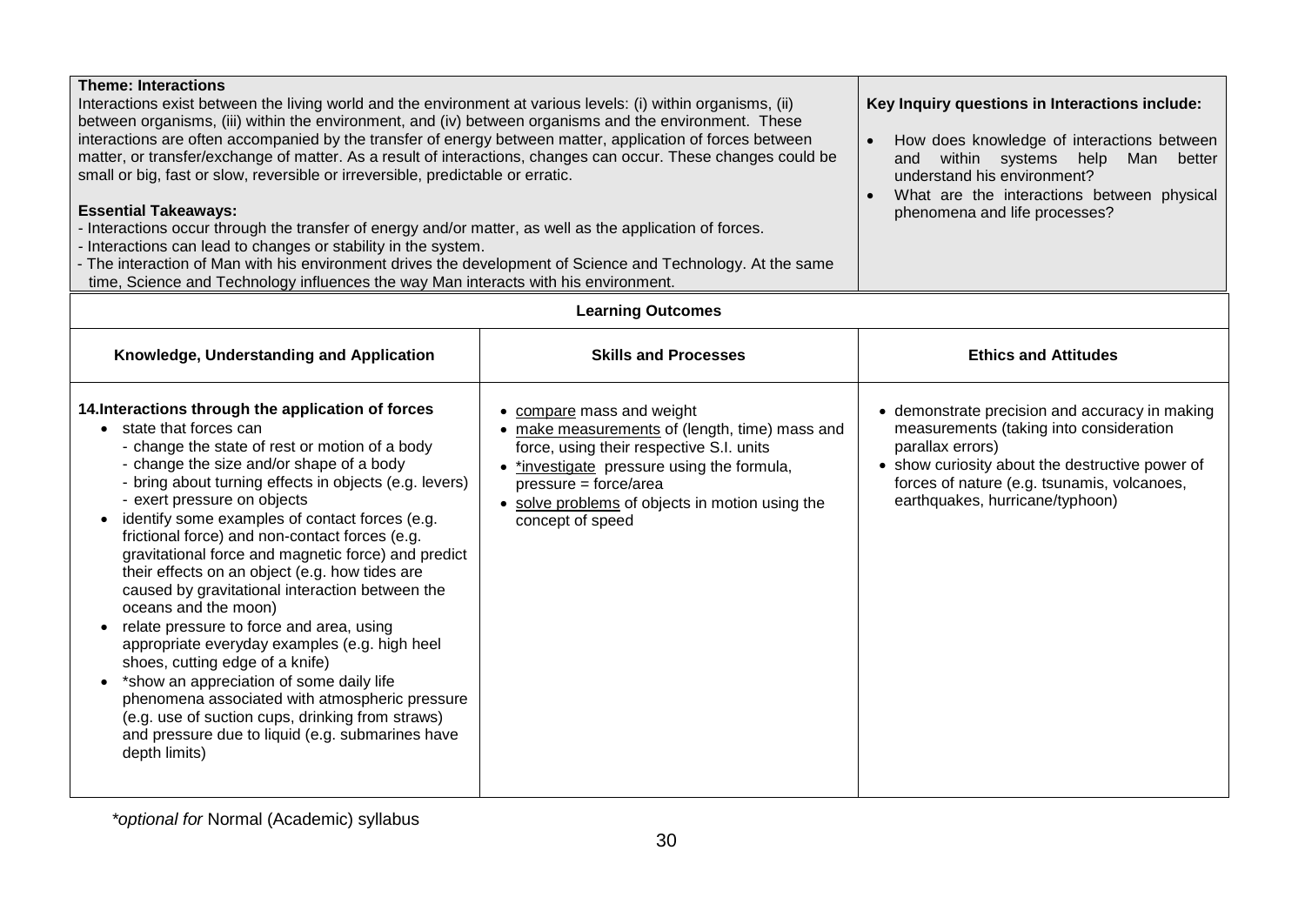**Theme: Interactions**

Interactions exist between the living world and the environment at various levels: (i) within organisms, (ii) between organisms, (iii) within the environment, and (iv) between organisms and the environment. These interactions are often accompanied by the transfer of energy between matter, application of forces between matter, or transfer/exchange of matter. As a result of interactions, changes can occur. These changes could be small or big, fast or slow, reversible or irreversible, predictable or erratic.

**Essential Takeaways:**

- Interactions occur through the transfer of energy and/or matter, as well as the application of forces.
- Interactions can lead to changes or stability in the system.
- The interaction of Man with his environment drives the development of Science and Technology. At the same time, Science and Technology influences the way Man interacts with his environment.

**Key Inquiry questions in Interactions include:**

- How does knowledge of interactions between and within systems help Man better understand his environment?
- What are the interactions between physical phenomena and life processes?

**Learning Outcomes**

| Knowledge, Understanding and Application | Skills and Processes | Ethics and Attitudes |
|---|---|---|
| **14. Interactions through the application of forces**<br>• state that forces can<br>  - change the state of rest or motion of a body<br>  - change the size and/or shape of a body<br>  - bring about turning effects in objects (e.g. levers)<br>  - exert pressure on objects<br>• identify some examples of contact forces (e.g. frictional force) and non-contact forces (e.g. gravitational force and magnetic force) and predict their effects on an object (e.g. how tides are caused by gravitational interaction between the oceans and the moon)<br>• relate pressure to force and area, using appropriate everyday examples (e.g. high heel shoes, cutting edge of a knife)<br>• *show an appreciation of some daily life phenomena associated with atmospheric pressure (e.g. use of suction cups, drinking from straws) and pressure due to liquid (e.g. submarines have depth limits) | • <u>compare</u> mass and weight<br>• <u>make measurements</u> of (length, time) mass and force, using their respective S.I. units<br>• *<u>investigate</u> pressure using the formula, pressure = force/area<br>• <u>solve problems</u> of objects in motion using the concept of speed | • demonstrate precision and accuracy in making measurements (taking into consideration parallax errors)<br>• show curiosity about the destructive power of forces of nature (e.g. tsunamis, volcanoes, earthquakes, hurricane/typhoon) |

**optional for* Normal (Academic) syllabus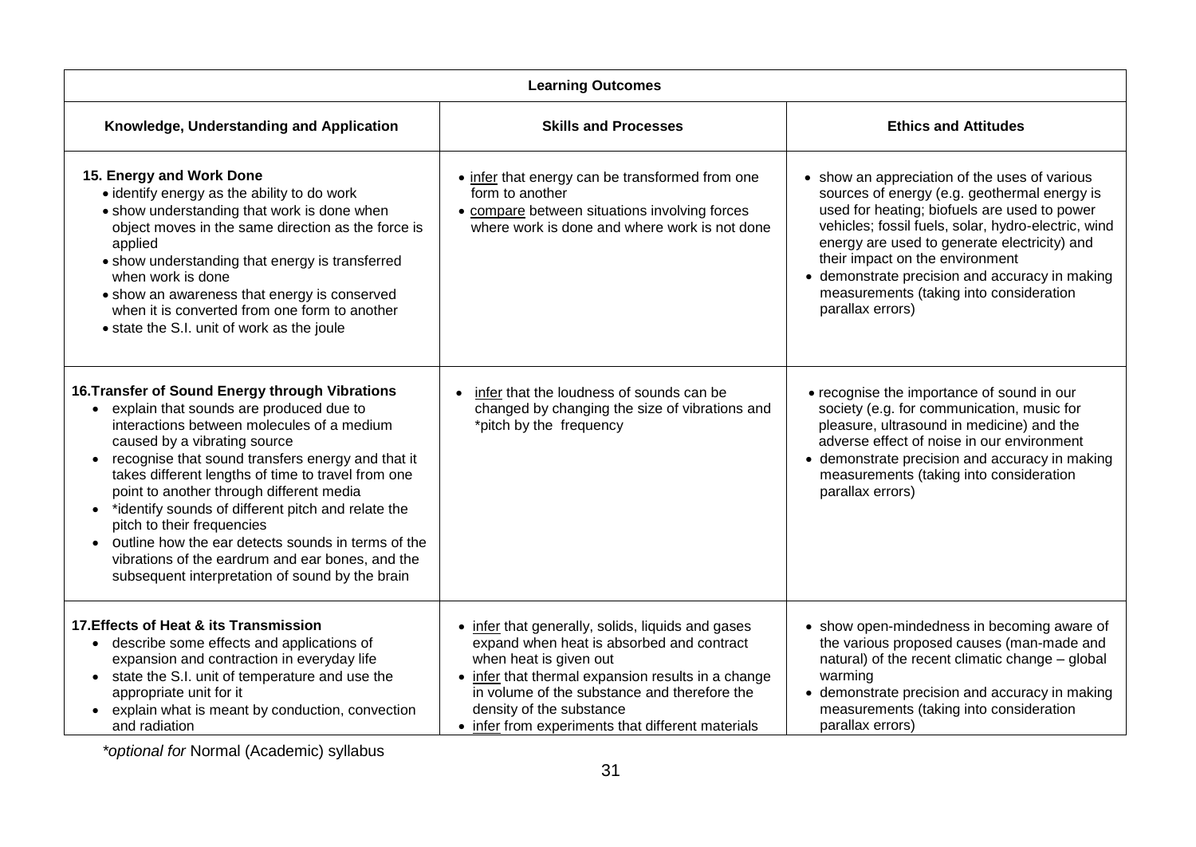| Learning Outcomes | | |
|---|---|---|
| **Knowledge, Understanding and Application** | **Skills and Processes** | **Ethics and Attitudes** |
| **15. Energy and Work Done**<br>• identify energy as the ability to do work<br>• show understanding that work is done when object moves in the same direction as the force is applied<br>• show understanding that energy is transferred when work is done<br>• show an awareness that energy is conserved when it is converted from one form to another<br>• state the S.I. unit of work as the joule | • <u>infer</u> that energy can be transformed from one form to another<br>• <u>compare</u> between situations involving forces where work is done and where work is not done | • show an appreciation of the uses of various sources of energy (e.g. geothermal energy is used for heating; biofuels are used to power vehicles; fossil fuels, solar, hydro-electric, wind energy are used to generate electricity) and their impact on the environment<br>• demonstrate precision and accuracy in making measurements (taking into consideration parallax errors) |
| **16.Transfer of Sound Energy through Vibrations**<br>• explain that sounds are produced due to interactions between molecules of a medium caused by a vibrating source<br>• recognise that sound transfers energy and that it takes different lengths of time to travel from one point to another through different media<br>• *identify sounds of different pitch and relate the pitch to their frequencies<br>• outline how the ear detects sounds in terms of the vibrations of the eardrum and ear bones, and the subsequent interpretation of sound by the brain | • <u>infer</u> that the loudness of sounds can be changed by changing the size of vibrations and *pitch by the frequency | • recognise the importance of sound in our society (e.g. for communication, music for pleasure, ultrasound in medicine) and the adverse effect of noise in our environment<br>• demonstrate precision and accuracy in making measurements (taking into consideration parallax errors) |
| **17.Effects of Heat & its Transmission**<br>• describe some effects and applications of expansion and contraction in everyday life<br>• state the S.I. unit of temperature and use the appropriate unit for it<br>• explain what is meant by conduction, convection and radiation | • <u>infer</u> that generally, solids, liquids and gases expand when heat is absorbed and contract when heat is given out<br>• <u>infer</u> that thermal expansion results in a change in volume of the substance and therefore the density of the substance<br>• <u>infer</u> from experiments that different materials | • show open-mindedness in becoming aware of the various proposed causes (man-made and natural) of the recent climatic change – global warming<br>• demonstrate precision and accuracy in making measurements (taking into consideration parallax errors) |

*\*optional for* Normal (Academic) syllabus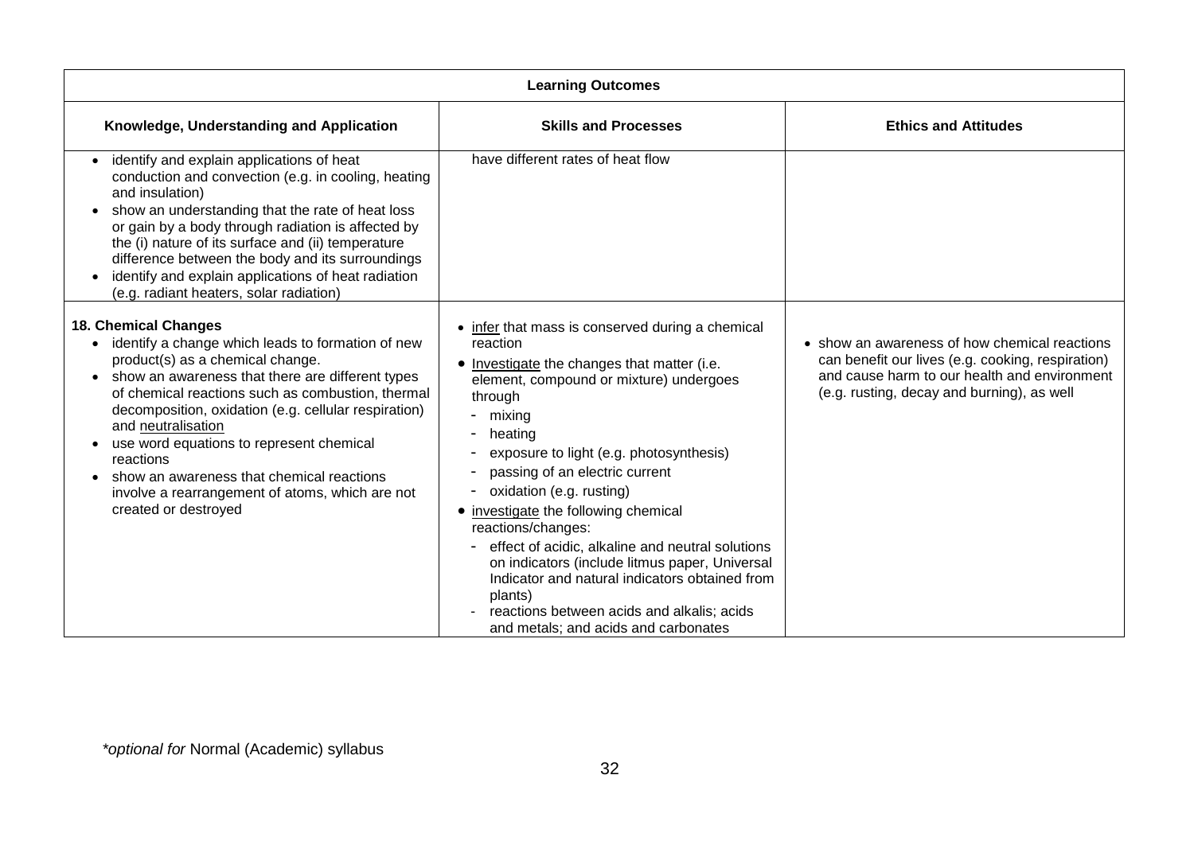| Learning Outcomes | | |
|---|---|---|
| **Knowledge, Understanding and Application** | **Skills and Processes** | **Ethics and Attitudes** |
| • identify and explain applications of heat conduction and convection (e.g. in cooling, heating and insulation)<br>• show an understanding that the rate of heat loss or gain by a body through radiation is affected by the (i) nature of its surface and (ii) temperature difference between the body and its surroundings<br>• identify and explain applications of heat radiation (e.g. radiant heaters, solar radiation) | have different rates of heat flow | |
| **18. Chemical Changes**<br>• identify a change which leads to formation of new product(s) as a chemical change.<br>• show an awareness that there are different types of chemical reactions such as combustion, thermal decomposition, oxidation (e.g. cellular respiration) and <u>neutralisation</u><br>• use word equations to represent chemical reactions<br>• show an awareness that chemical reactions involve a rearrangement of atoms, which are not created or destroyed | • <u>infer</u> that mass is conserved during a chemical reaction<br>• <u>Investigate</u> the changes that matter (i.e. element, compound or mixture) undergoes through<br>- mixing<br>- heating<br>- exposure to light (e.g. photosynthesis)<br>- passing of an electric current<br>- oxidation (e.g. rusting)<br>• <u>investigate</u> the following chemical reactions/changes:<br>- effect of acidic, alkaline and neutral solutions on indicators (include litmus paper, Universal Indicator and natural indicators obtained from plants)<br>- reactions between acids and alkalis; acids and metals; and acids and carbonates | • show an awareness of how chemical reactions can benefit our lives (e.g. cooking, respiration) and cause harm to our health and environment (e.g. rusting, decay and burning), as well |

**optional for* Normal (Academic) syllabus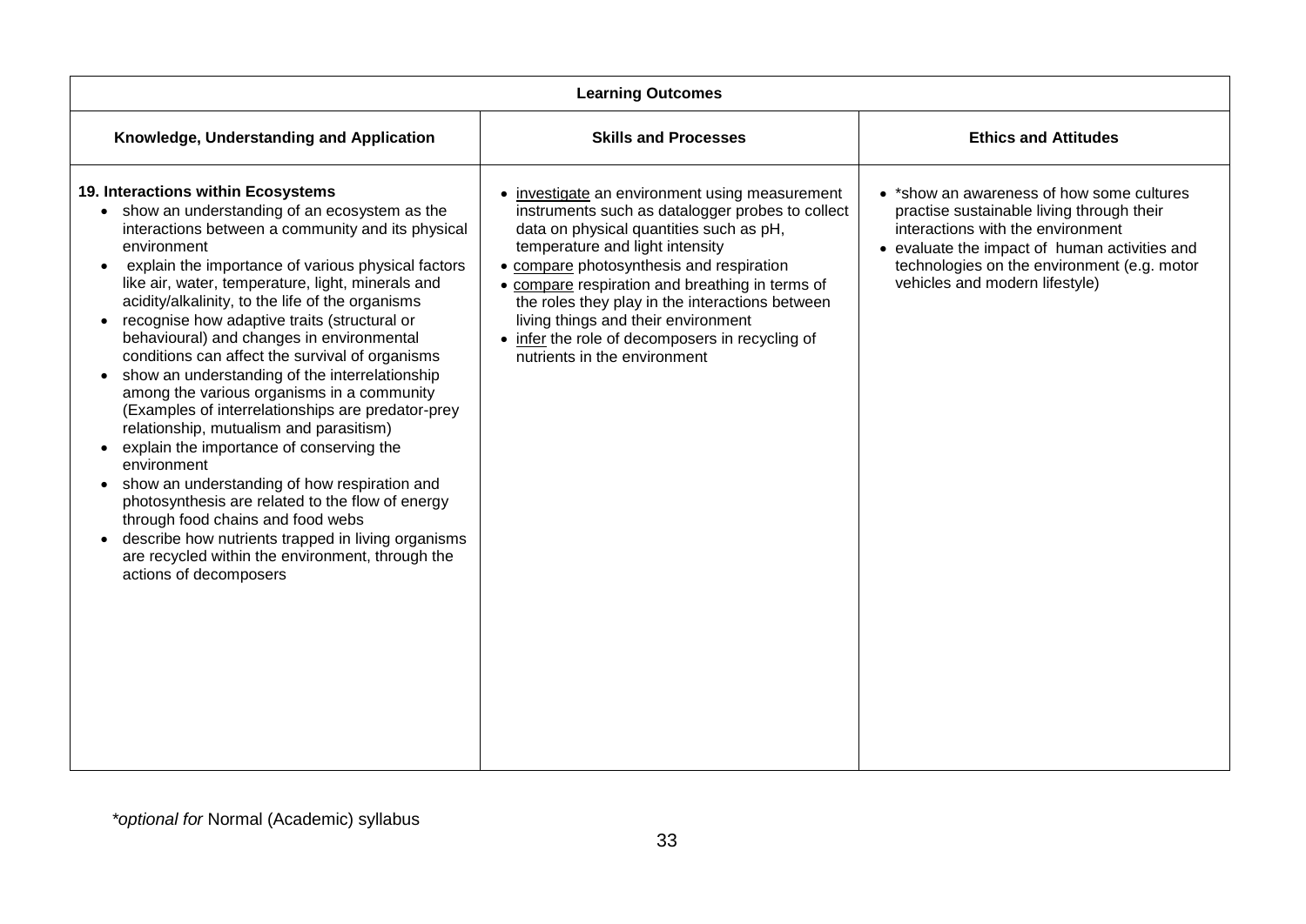| Learning Outcomes | | |
|---|---|---|
| **Knowledge, Understanding and Application** | **Skills and Processes** | **Ethics and Attitudes** |
| **19. Interactions within Ecosystems**<br>• show an understanding of an ecosystem as the interactions between a community and its physical environment<br>• explain the importance of various physical factors like air, water, temperature, light, minerals and acidity/alkalinity, to the life of the organisms<br>• recognise how adaptive traits (structural or behavioural) and changes in environmental conditions can affect the survival of organisms<br>• show an understanding of the interrelationship among the various organisms in a community (Examples of interrelationships are predator-prey relationship, mutualism and parasitism)<br>• explain the importance of conserving the environment<br>• show an understanding of how respiration and photosynthesis are related to the flow of energy through food chains and food webs<br>• describe how nutrients trapped in living organisms are recycled within the environment, through the actions of decomposers | • <u>investigate</u> an environment using measurement instruments such as datalogger probes to collect data on physical quantities such as pH, temperature and light intensity<br>• <u>compare</u> photosynthesis and respiration<br>• <u>compare</u> respiration and breathing in terms of the roles they play in the interactions between living things and their environment<br>• <u>infer</u> the role of decomposers in recycling of nutrients in the environment | • *show an awareness of how some cultures practise sustainable living through their interactions with the environment<br>• evaluate the impact of human activities and technologies on the environment (e.g. motor vehicles and modern lifestyle) |

*\*optional for* Normal (Academic) syllabus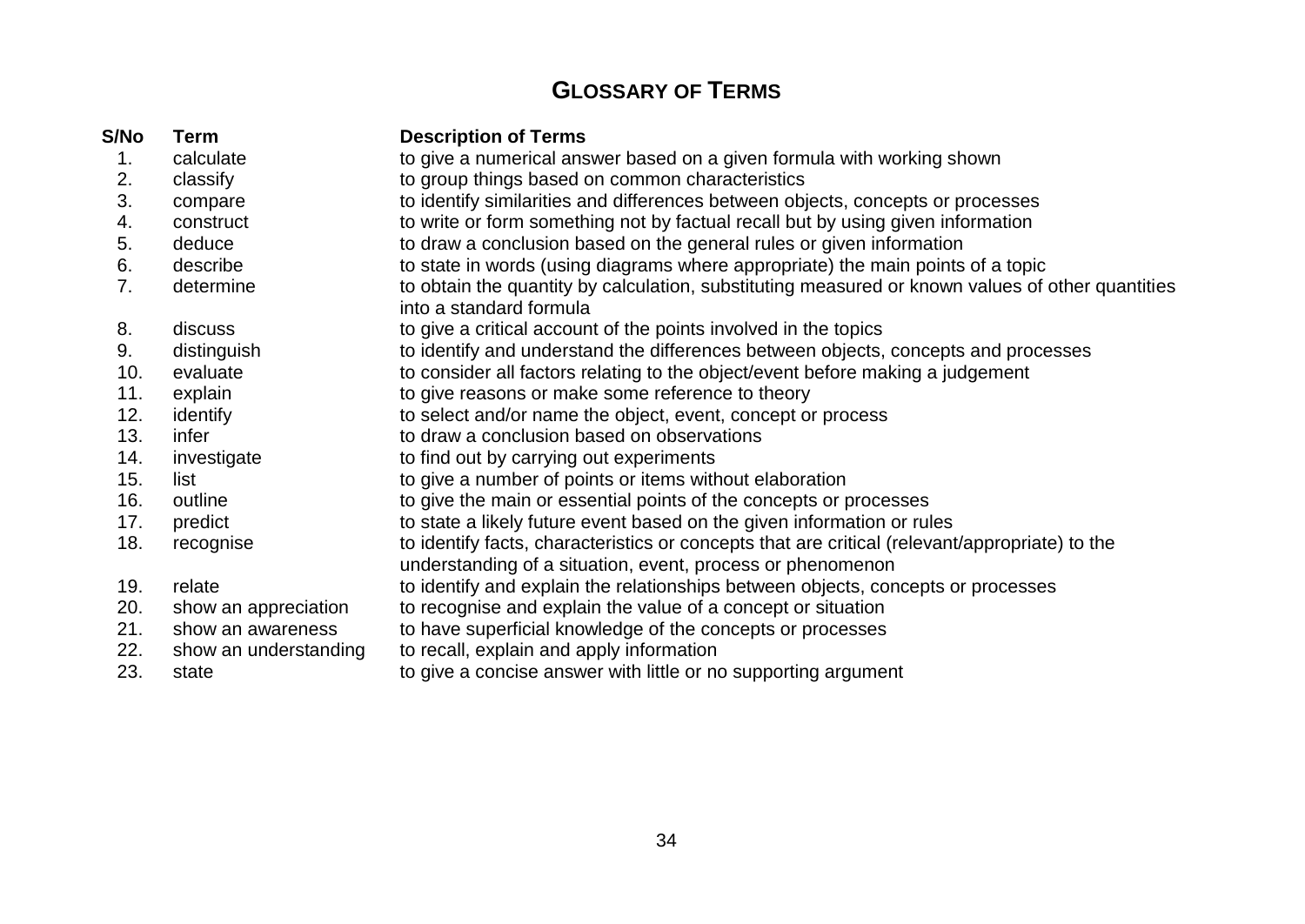# GLOSSARY OF TERMS

| S/No | Term | Description of Terms |
|---|---|---|
| 1. | calculate | to give a numerical answer based on a given formula with working shown |
| 2. | classify | to group things based on common characteristics |
| 3. | compare | to identify similarities and differences between objects, concepts or processes |
| 4. | construct | to write or form something not by factual recall but by using given information |
| 5. | deduce | to draw a conclusion based on the general rules or given information |
| 6. | describe | to state in words (using diagrams where appropriate) the main points of a topic |
| 7. | determine | to obtain the quantity by calculation, substituting measured or known values of other quantities into a standard formula |
| 8. | discuss | to give a critical account of the points involved in the topics |
| 9. | distinguish | to identify and understand the differences between objects, concepts and processes |
| 10. | evaluate | to consider all factors relating to the object/event before making a judgement |
| 11. | explain | to give reasons or make some reference to theory |
| 12. | identify | to select and/or name the object, event, concept or process |
| 13. | infer | to draw a conclusion based on observations |
| 14. | investigate | to find out by carrying out experiments |
| 15. | list | to give a number of points or items without elaboration |
| 16. | outline | to give the main or essential points of the concepts or processes |
| 17. | predict | to state a likely future event based on the given information or rules |
| 18. | recognise | to identify facts, characteristics or concepts that are critical (relevant/appropriate) to the understanding of a situation, event, process or phenomenon |
| 19. | relate | to identify and explain the relationships between objects, concepts or processes |
| 20. | show an appreciation | to recognise and explain the value of a concept or situation |
| 21. | show an awareness | to have superficial knowledge of the concepts or processes |
| 22. | show an understanding | to recall, explain and apply information |
| 23. | state | to give a concise answer with little or no supporting argument |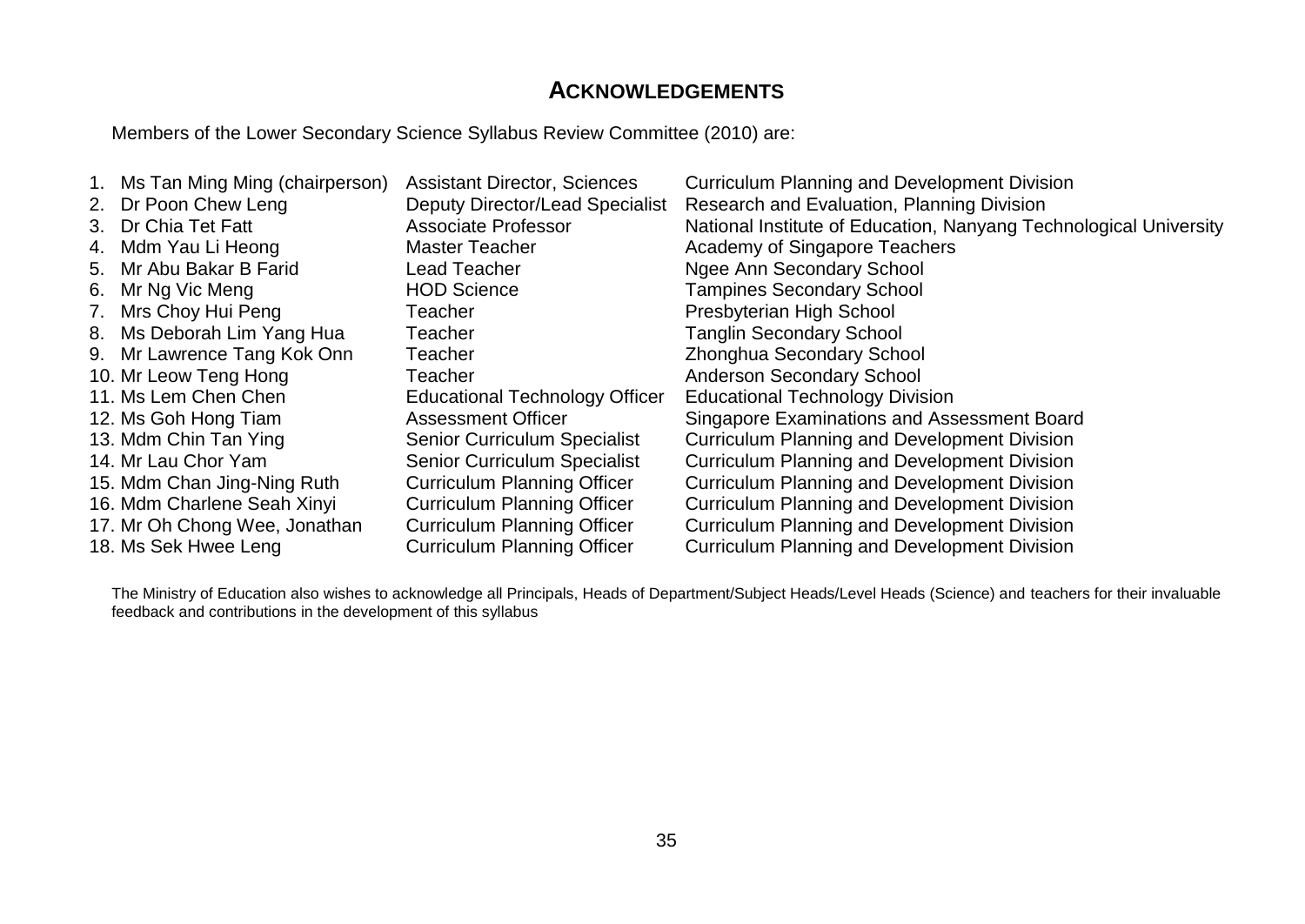## ACKNOWLEDGEMENTS

Members of the Lower Secondary Science Syllabus Review Committee (2010) are:

| | | |
|---|---|---|
| 1. Ms Tan Ming Ming (chairperson) | Assistant Director, Sciences | Curriculum Planning and Development Division |
| 2. Dr Poon Chew Leng | Deputy Director/Lead Specialist | Research and Evaluation, Planning Division |
| 3. Dr Chia Tet Fatt | Associate Professor | National Institute of Education, Nanyang Technological University |
| 4. Mdm Yau Li Heong | Master Teacher | Academy of Singapore Teachers |
| 5. Mr Abu Bakar B Farid | Lead Teacher | Ngee Ann Secondary School |
| 6. Mr Ng Vic Meng | HOD Science | Tampines Secondary School |
| 7. Mrs Choy Hui Peng | Teacher | Presbyterian High School |
| 8. Ms Deborah Lim Yang Hua | Teacher | Tanglin Secondary School |
| 9. Mr Lawrence Tang Kok Onn | Teacher | Zhonghua Secondary School |
| 10. Mr Leow Teng Hong | Teacher | Anderson Secondary School |
| 11. Ms Lem Chen Chen | Educational Technology Officer | Educational Technology Division |
| 12. Ms Goh Hong Tiam | Assessment Officer | Singapore Examinations and Assessment Board |
| 13. Mdm Chin Tan Ying | Senior Curriculum Specialist | Curriculum Planning and Development Division |
| 14. Mr Lau Chor Yam | Senior Curriculum Specialist | Curriculum Planning and Development Division |
| 15. Mdm Chan Jing-Ning Ruth | Curriculum Planning Officer | Curriculum Planning and Development Division |
| 16. Mdm Charlene Seah Xinyi | Curriculum Planning Officer | Curriculum Planning and Development Division |
| 17. Mr Oh Chong Wee, Jonathan | Curriculum Planning Officer | Curriculum Planning and Development Division |
| 18. Ms Sek Hwee Leng | Curriculum Planning Officer | Curriculum Planning and Development Division |

The Ministry of Education also wishes to acknowledge all Principals, Heads of Department/Subject Heads/Level Heads (Science) and teachers for their invaluable feedback and contributions in the development of this syllabus